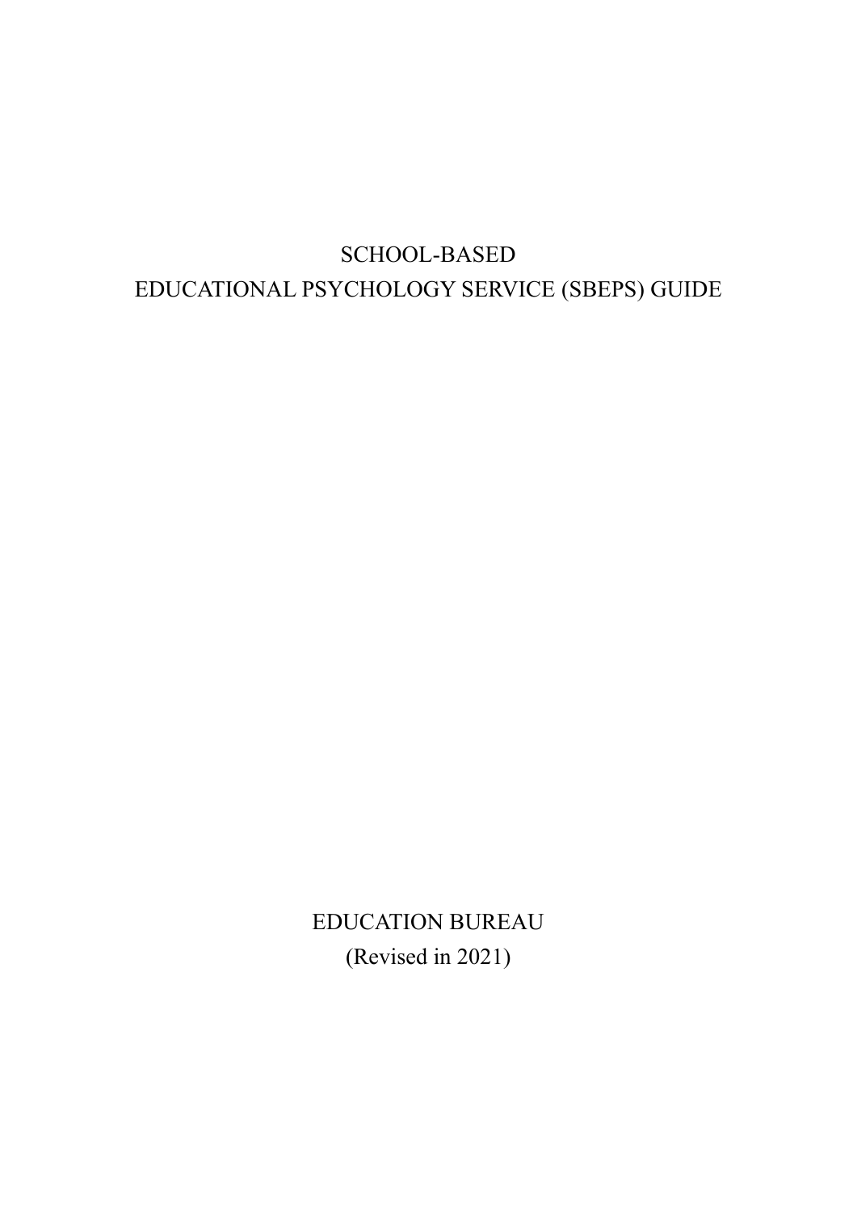# SCHOOL-BASED EDUCATIONAL PSYCHOLOGY SERVICE (SBEPS) GUIDE

EDUCATION BUREAU

(Revised in 2021)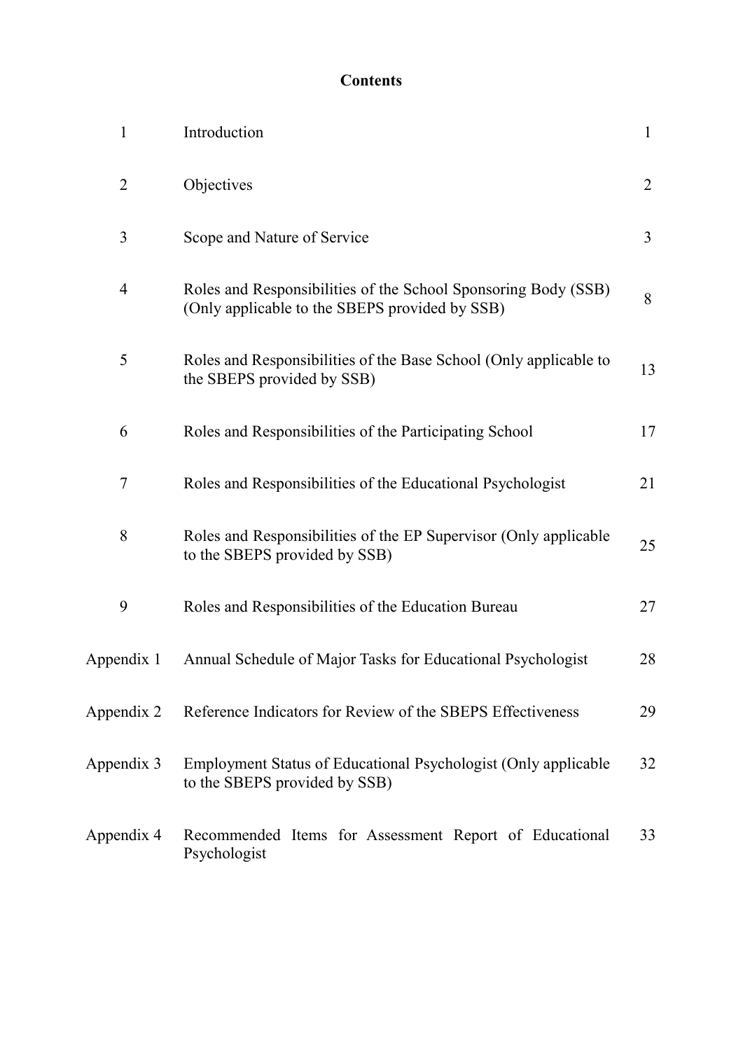# Contents

| | | |
|---|---|---|
| 1 | Introduction | 1 |
| 2 | Objectives | 2 |
| 3 | Scope and Nature of Service | 3 |
| 4 | Roles and Responsibilities of the School Sponsoring Body (SSB) (Only applicable to the SBEPS provided by SSB) | 8 |
| 5 | Roles and Responsibilities of the Base School (Only applicable to the SBEPS provided by SSB) | 13 |
| 6 | Roles and Responsibilities of the Participating School | 17 |
| 7 | Roles and Responsibilities of the Educational Psychologist | 21 |
| 8 | Roles and Responsibilities of the EP Supervisor (Only applicable to the SBEPS provided by SSB) | 25 |
| 9 | Roles and Responsibilities of the Education Bureau | 27 |
| Appendix 1 | Annual Schedule of Major Tasks for Educational Psychologist | 28 |
| Appendix 2 | Reference Indicators for Review of the SBEPS Effectiveness | 29 |
| Appendix 3 | Employment Status of Educational Psychologist (Only applicable to the SBEPS provided by SSB) | 32 |
| Appendix 4 | Recommended Items for Assessment Report of Educational Psychologist | 33 |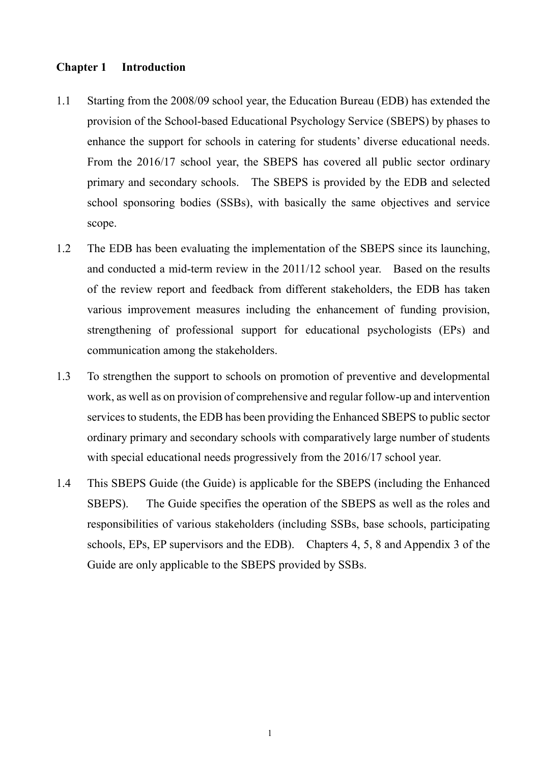# Chapter 1 Introduction

1.1 Starting from the 2008/09 school year, the Education Bureau (EDB) has extended the provision of the School-based Educational Psychology Service (SBEPS) by phases to enhance the support for schools in catering for students' diverse educational needs. From the 2016/17 school year, the SBEPS has covered all public sector ordinary primary and secondary schools. The SBEPS is provided by the EDB and selected school sponsoring bodies (SSBs), with basically the same objectives and service scope.

1.2 The EDB has been evaluating the implementation of the SBEPS since its launching, and conducted a mid-term review in the 2011/12 school year. Based on the results of the review report and feedback from different stakeholders, the EDB has taken various improvement measures including the enhancement of funding provision, strengthening of professional support for educational psychologists (EPs) and communication among the stakeholders.

1.3 To strengthen the support to schools on promotion of preventive and developmental work, as well as on provision of comprehensive and regular follow-up and intervention services to students, the EDB has been providing the Enhanced SBEPS to public sector ordinary primary and secondary schools with comparatively large number of students with special educational needs progressively from the 2016/17 school year.

1.4 This SBEPS Guide (the Guide) is applicable for the SBEPS (including the Enhanced SBEPS). The Guide specifies the operation of the SBEPS as well as the roles and responsibilities of various stakeholders (including SSBs, base schools, participating schools, EPs, EP supervisors and the EDB). Chapters 4, 5, 8 and Appendix 3 of the Guide are only applicable to the SBEPS provided by SSBs.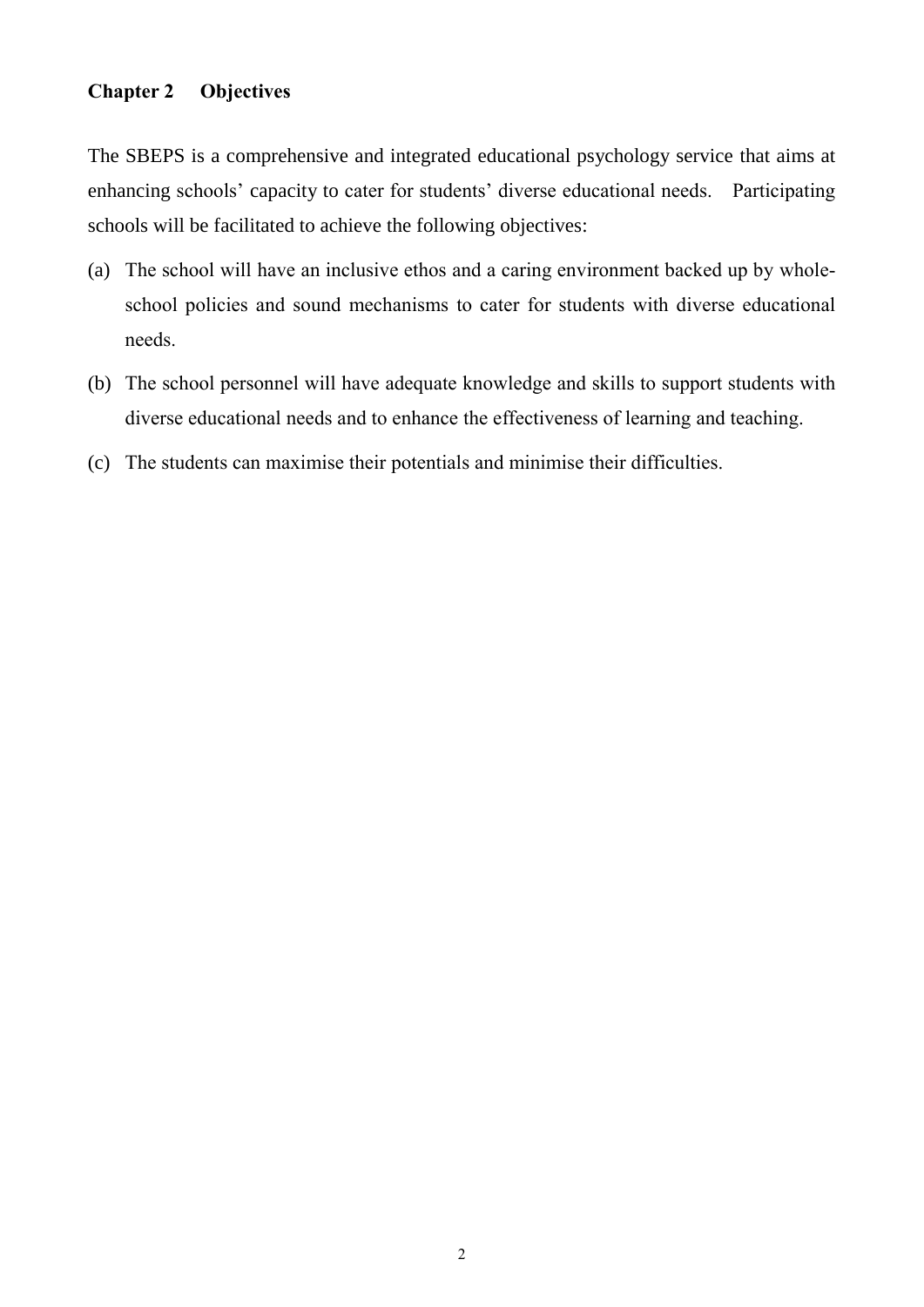## Chapter 2 Objectives

The SBEPS is a comprehensive and integrated educational psychology service that aims at enhancing schools' capacity to cater for students' diverse educational needs. Participating schools will be facilitated to achieve the following objectives:

(a) The school will have an inclusive ethos and a caring environment backed up by whole-school policies and sound mechanisms to cater for students with diverse educational needs.

(b) The school personnel will have adequate knowledge and skills to support students with diverse educational needs and to enhance the effectiveness of learning and teaching.

(c) The students can maximise their potentials and minimise their difficulties.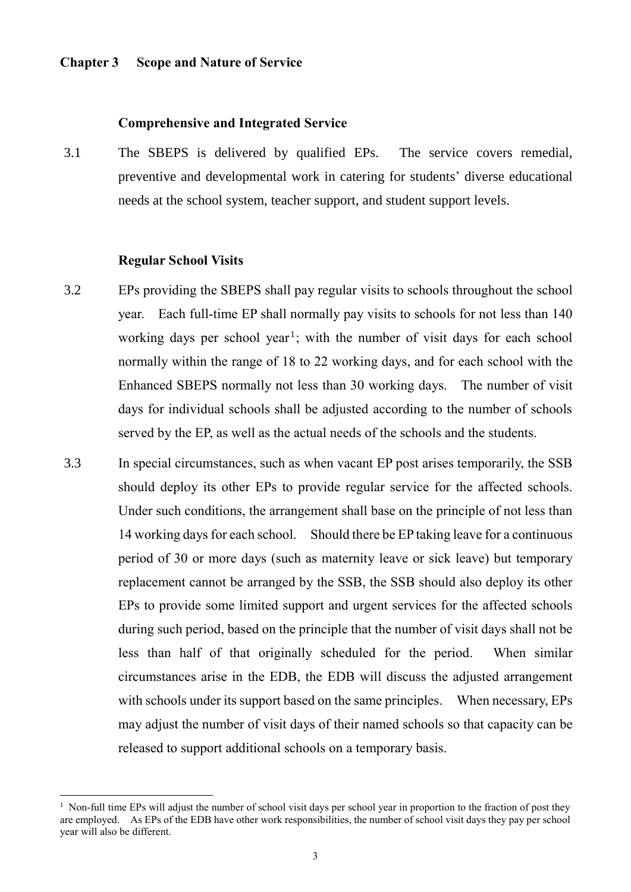## Chapter 3 Scope and Nature of Service

### Comprehensive and Integrated Service

3.1 The SBEPS is delivered by qualified EPs. The service covers remedial, preventive and developmental work in catering for students' diverse educational needs at the school system, teacher support, and student support levels.

### Regular School Visits

3.2 EPs providing the SBEPS shall pay regular visits to schools throughout the school year. Each full-time EP shall normally pay visits to schools for not less than 140 working days per school year[1]; with the number of visit days for each school normally within the range of 18 to 22 working days, and for each school with the Enhanced SBEPS normally not less than 30 working days. The number of visit days for individual schools shall be adjusted according to the number of schools served by the EP, as well as the actual needs of the schools and the students.

3.3 In special circumstances, such as when vacant EP post arises temporarily, the SSB should deploy its other EPs to provide regular service for the affected schools. Under such conditions, the arrangement shall base on the principle of not less than 14 working days for each school. Should there be EP taking leave for a continuous period of 30 or more days (such as maternity leave or sick leave) but temporary replacement cannot be arranged by the SSB, the SSB should also deploy its other EPs to provide some limited support and urgent services for the affected schools during such period, based on the principle that the number of visit days shall not be less than half of that originally scheduled for the period. When similar circumstances arise in the EDB, the EDB will discuss the adjusted arrangement with schools under its support based on the same principles. When necessary, EPs may adjust the number of visit days of their named schools so that capacity can be released to support additional schools on a temporary basis.

---

[1] Non-full time EPs will adjust the number of school visit days per school year in proportion to the fraction of post they are employed. As EPs of the EDB have other work responsibilities, the number of school visit days they pay per school year will also be different.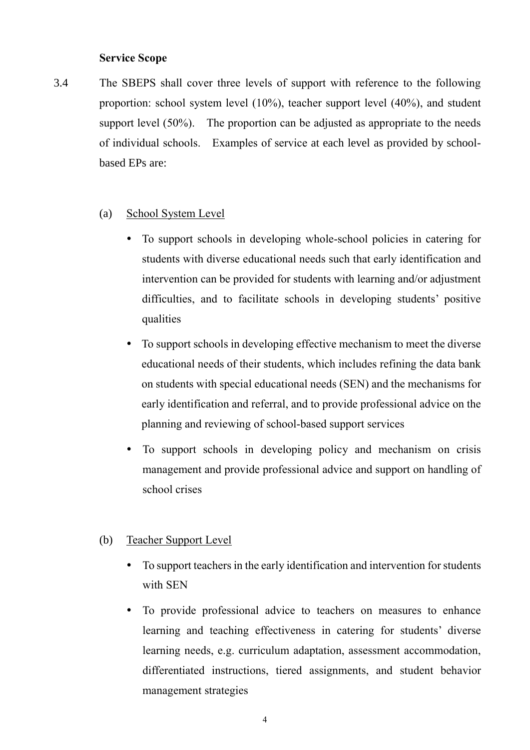**Service Scope**

3.4 The SBEPS shall cover three levels of support with reference to the following proportion: school system level (10%), teacher support level (40%), and student support level (50%). The proportion can be adjusted as appropriate to the needs of individual schools. Examples of service at each level as provided by school-based EPs are:

(a) School System Level

- To support schools in developing whole-school policies in catering for students with diverse educational needs such that early identification and intervention can be provided for students with learning and/or adjustment difficulties, and to facilitate schools in developing students' positive qualities
- To support schools in developing effective mechanism to meet the diverse educational needs of their students, which includes refining the data bank on students with special educational needs (SEN) and the mechanisms for early identification and referral, and to provide professional advice on the planning and reviewing of school-based support services
- To support schools in developing policy and mechanism on crisis management and provide professional advice and support on handling of school crises

(b) Teacher Support Level

- To support teachers in the early identification and intervention for students with SEN
- To provide professional advice to teachers on measures to enhance learning and teaching effectiveness in catering for students' diverse learning needs, e.g. curriculum adaptation, assessment accommodation, differentiated instructions, tiered assignments, and student behavior management strategies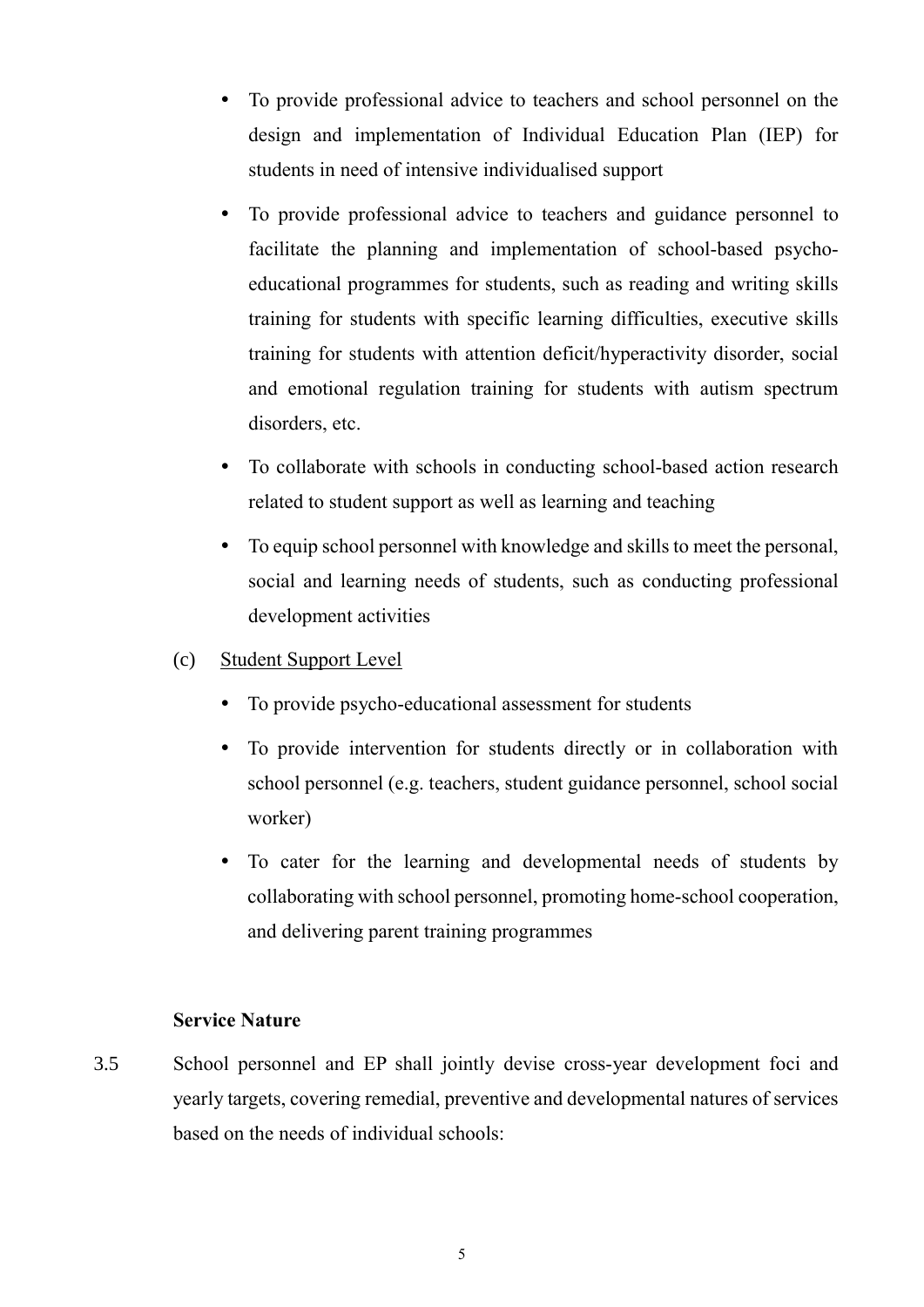- To provide professional advice to teachers and school personnel on the design and implementation of Individual Education Plan (IEP) for students in need of intensive individualised support
- To provide professional advice to teachers and guidance personnel to facilitate the planning and implementation of school-based psycho-educational programmes for students, such as reading and writing skills training for students with specific learning difficulties, executive skills training for students with attention deficit/hyperactivity disorder, social and emotional regulation training for students with autism spectrum disorders, etc.
- To collaborate with schools in conducting school-based action research related to student support as well as learning and teaching
- To equip school personnel with knowledge and skills to meet the personal, social and learning needs of students, such as conducting professional development activities

(c) Student Support Level

- To provide psycho-educational assessment for students
- To provide intervention for students directly or in collaboration with school personnel (e.g. teachers, student guidance personnel, school social worker)
- To cater for the learning and developmental needs of students by collaborating with school personnel, promoting home-school cooperation, and delivering parent training programmes

**Service Nature**

3.5 School personnel and EP shall jointly devise cross-year development foci and yearly targets, covering remedial, preventive and developmental natures of services based on the needs of individual schools: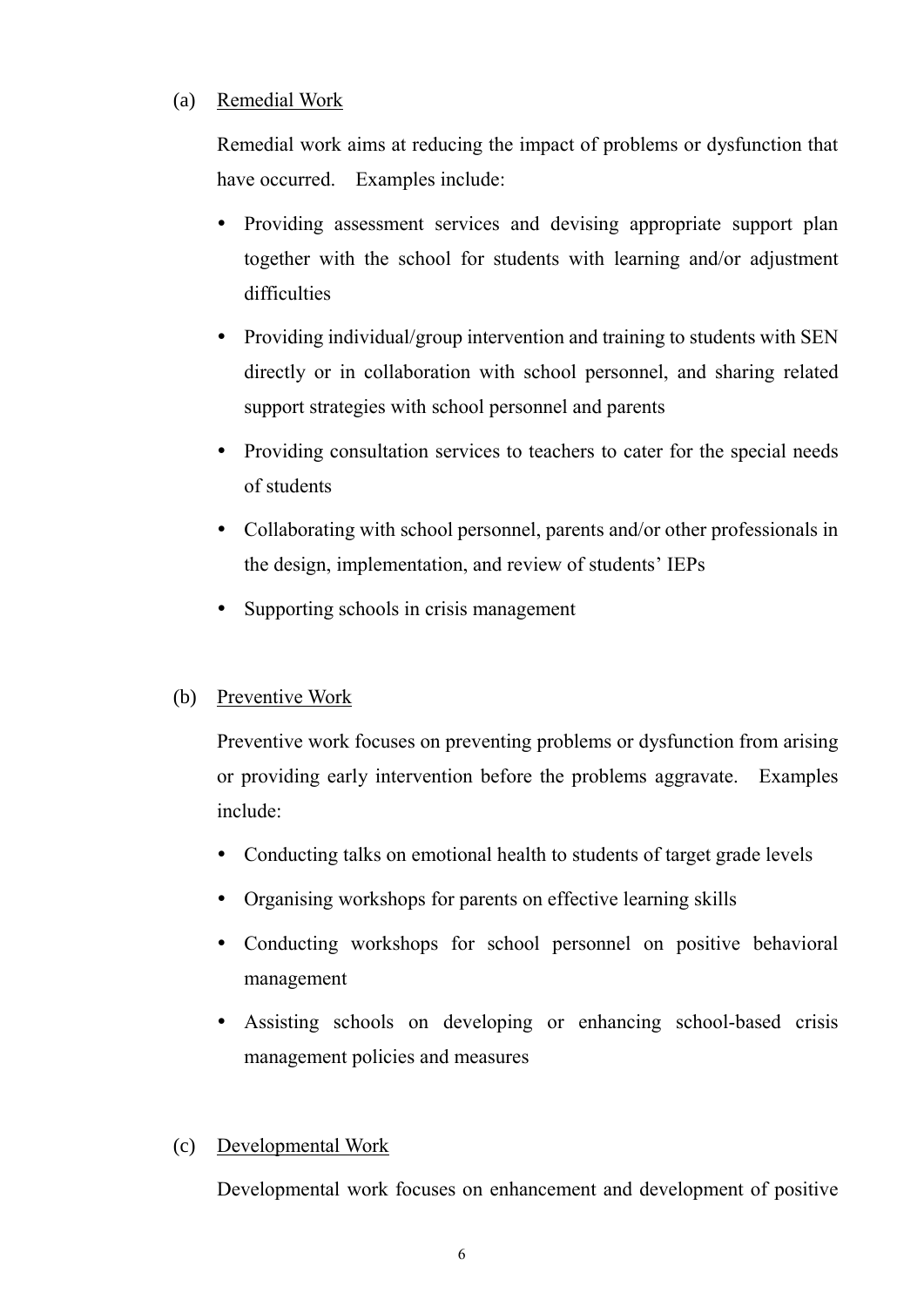(a) <u>Remedial Work</u>

Remedial work aims at reducing the impact of problems or dysfunction that have occurred. Examples include:

- Providing assessment services and devising appropriate support plan together with the school for students with learning and/or adjustment difficulties
- Providing individual/group intervention and training to students with SEN directly or in collaboration with school personnel, and sharing related support strategies with school personnel and parents
- Providing consultation services to teachers to cater for the special needs of students
- Collaborating with school personnel, parents and/or other professionals in the design, implementation, and review of students' IEPs
- Supporting schools in crisis management

(b) <u>Preventive Work</u>

Preventive work focuses on preventing problems or dysfunction from arising or providing early intervention before the problems aggravate. Examples include:

- Conducting talks on emotional health to students of target grade levels
- Organising workshops for parents on effective learning skills
- Conducting workshops for school personnel on positive behavioral management
- Assisting schools on developing or enhancing school-based crisis management policies and measures

(c) <u>Developmental Work</u>

Developmental work focuses on enhancement and development of positive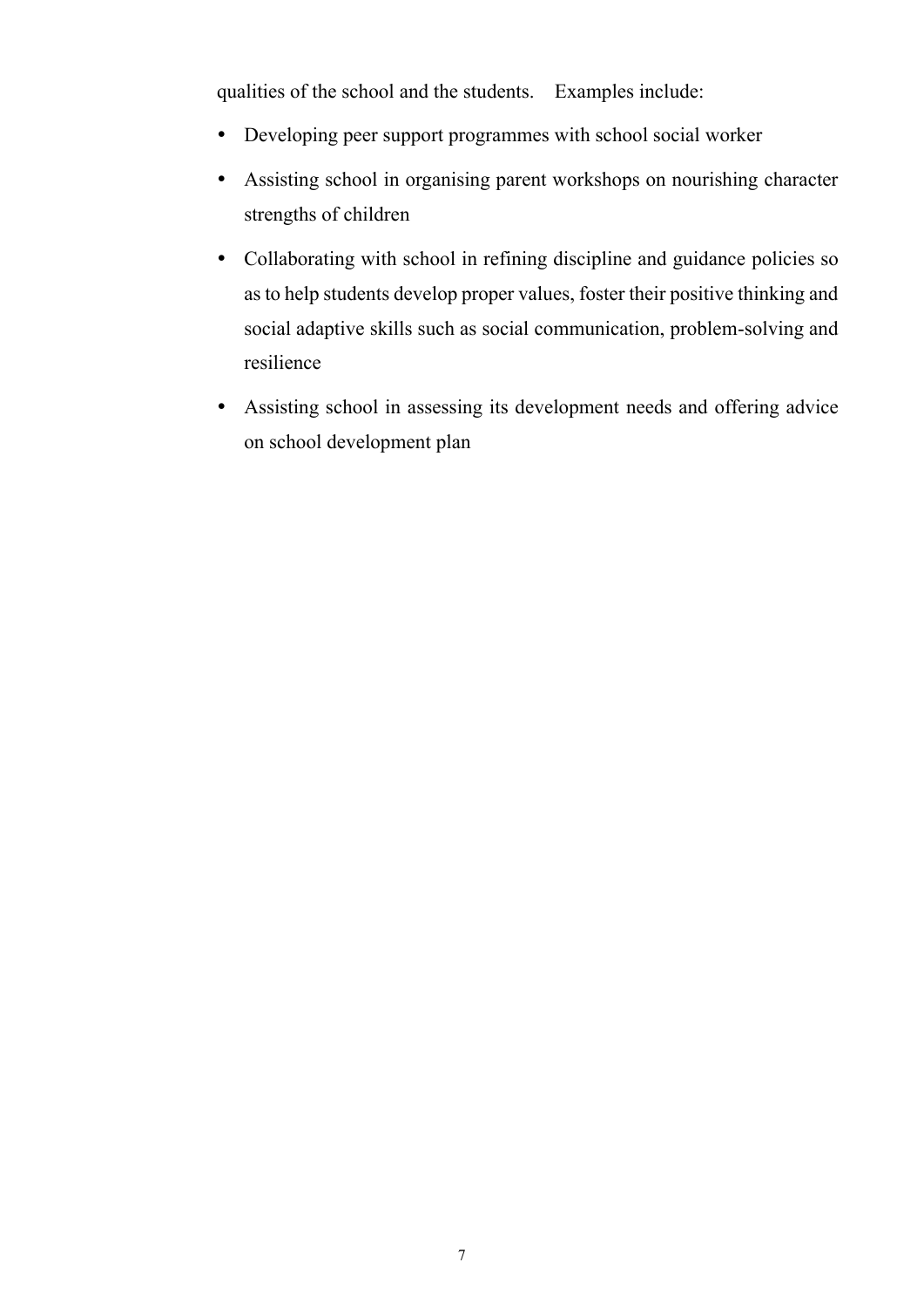qualities of the school and the students. Examples include:

- Developing peer support programmes with school social worker
- Assisting school in organising parent workshops on nourishing character strengths of children
- Collaborating with school in refining discipline and guidance policies so as to help students develop proper values, foster their positive thinking and social adaptive skills such as social communication, problem-solving and resilience
- Assisting school in assessing its development needs and offering advice on school development plan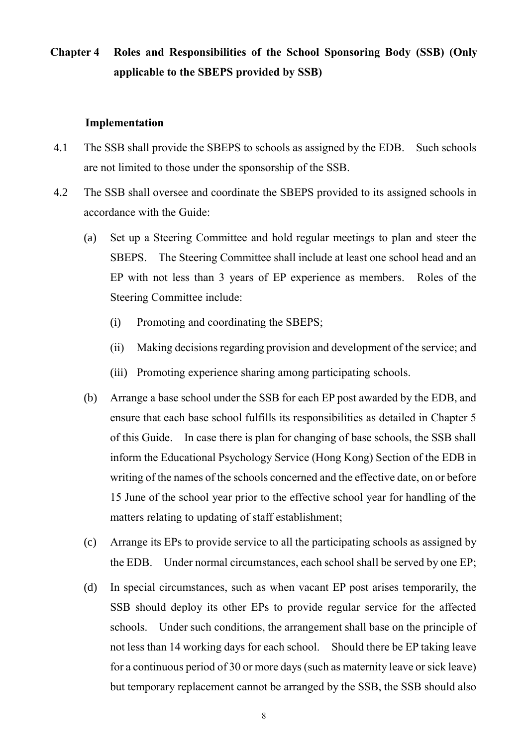## Chapter 4 Roles and Responsibilities of the School Sponsoring Body (SSB) (Only applicable to the SBEPS provided by SSB)

### Implementation

4.1 The SSB shall provide the SBEPS to schools as assigned by the EDB. Such schools are not limited to those under the sponsorship of the SSB.

4.2 The SSB shall oversee and coordinate the SBEPS provided to its assigned schools in accordance with the Guide:

(a) Set up a Steering Committee and hold regular meetings to plan and steer the SBEPS. The Steering Committee shall include at least one school head and an EP with not less than 3 years of EP experience as members. Roles of the Steering Committee include:

(i) Promoting and coordinating the SBEPS;

(ii) Making decisions regarding provision and development of the service; and

(iii) Promoting experience sharing among participating schools.

(b) Arrange a base school under the SSB for each EP post awarded by the EDB, and ensure that each base school fulfills its responsibilities as detailed in Chapter 5 of this Guide. In case there is plan for changing of base schools, the SSB shall inform the Educational Psychology Service (Hong Kong) Section of the EDB in writing of the names of the schools concerned and the effective date, on or before 15 June of the school year prior to the effective school year for handling of the matters relating to updating of staff establishment;

(c) Arrange its EPs to provide service to all the participating schools as assigned by the EDB. Under normal circumstances, each school shall be served by one EP;

(d) In special circumstances, such as when vacant EP post arises temporarily, the SSB should deploy its other EPs to provide regular service for the affected schools. Under such conditions, the arrangement shall base on the principle of not less than 14 working days for each school. Should there be EP taking leave for a continuous period of 30 or more days (such as maternity leave or sick leave) but temporary replacement cannot be arranged by the SSB, the SSB should also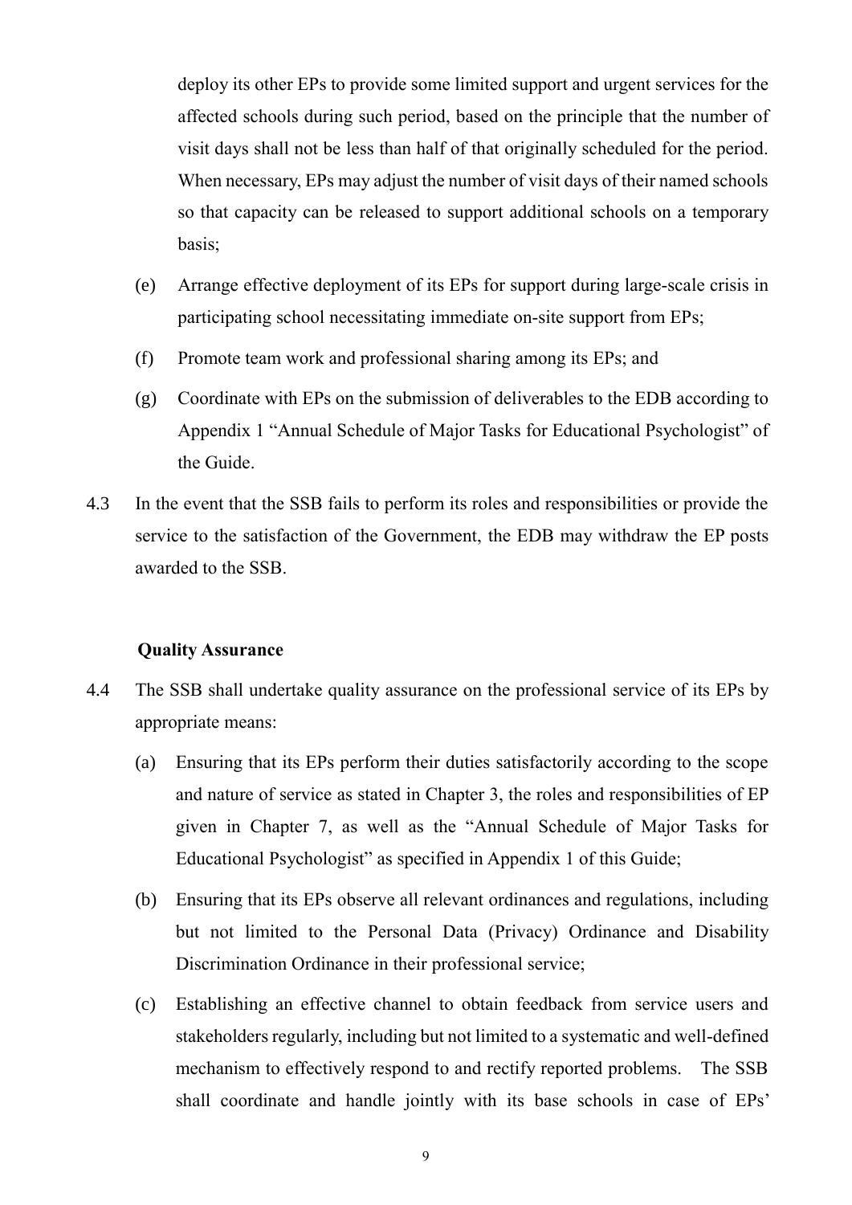deploy its other EPs to provide some limited support and urgent services for the affected schools during such period, based on the principle that the number of visit days shall not be less than half of that originally scheduled for the period. When necessary, EPs may adjust the number of visit days of their named schools so that capacity can be released to support additional schools on a temporary basis;

(e) Arrange effective deployment of its EPs for support during large-scale crisis in participating school necessitating immediate on-site support from EPs;

(f) Promote team work and professional sharing among its EPs; and

(g) Coordinate with EPs on the submission of deliverables to the EDB according to Appendix 1 "Annual Schedule of Major Tasks for Educational Psychologist" of the Guide.

4.3 In the event that the SSB fails to perform its roles and responsibilities or provide the service to the satisfaction of the Government, the EDB may withdraw the EP posts awarded to the SSB.

**Quality Assurance**

4.4 The SSB shall undertake quality assurance on the professional service of its EPs by appropriate means:

(a) Ensuring that its EPs perform their duties satisfactorily according to the scope and nature of service as stated in Chapter 3, the roles and responsibilities of EP given in Chapter 7, as well as the "Annual Schedule of Major Tasks for Educational Psychologist" as specified in Appendix 1 of this Guide;

(b) Ensuring that its EPs observe all relevant ordinances and regulations, including but not limited to the Personal Data (Privacy) Ordinance and Disability Discrimination Ordinance in their professional service;

(c) Establishing an effective channel to obtain feedback from service users and stakeholders regularly, including but not limited to a systematic and well-defined mechanism to effectively respond to and rectify reported problems. The SSB shall coordinate and handle jointly with its base schools in case of EPs'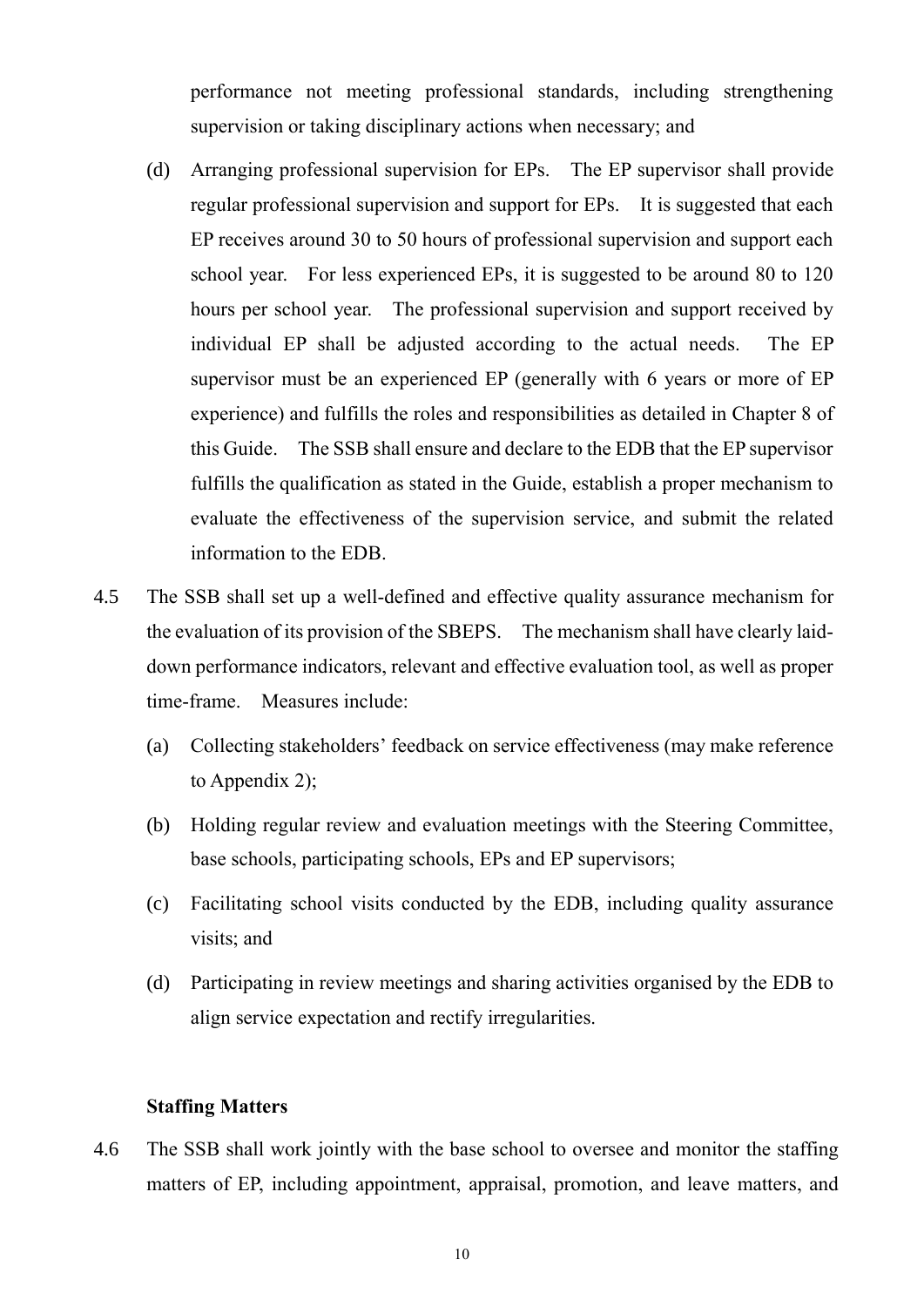performance not meeting professional standards, including strengthening supervision or taking disciplinary actions when necessary; and

(d) Arranging professional supervision for EPs. The EP supervisor shall provide regular professional supervision and support for EPs. It is suggested that each EP receives around 30 to 50 hours of professional supervision and support each school year. For less experienced EPs, it is suggested to be around 80 to 120 hours per school year. The professional supervision and support received by individual EP shall be adjusted according to the actual needs. The EP supervisor must be an experienced EP (generally with 6 years or more of EP experience) and fulfills the roles and responsibilities as detailed in Chapter 8 of this Guide. The SSB shall ensure and declare to the EDB that the EP supervisor fulfills the qualification as stated in the Guide, establish a proper mechanism to evaluate the effectiveness of the supervision service, and submit the related information to the EDB.

4.5 The SSB shall set up a well-defined and effective quality assurance mechanism for the evaluation of its provision of the SBEPS. The mechanism shall have clearly laid-down performance indicators, relevant and effective evaluation tool, as well as proper time-frame. Measures include:

(a) Collecting stakeholders' feedback on service effectiveness (may make reference to Appendix 2);

(b) Holding regular review and evaluation meetings with the Steering Committee, base schools, participating schools, EPs and EP supervisors;

(c) Facilitating school visits conducted by the EDB, including quality assurance visits; and

(d) Participating in review meetings and sharing activities organised by the EDB to align service expectation and rectify irregularities.

**Staffing Matters**

4.6 The SSB shall work jointly with the base school to oversee and monitor the staffing matters of EP, including appointment, appraisal, promotion, and leave matters, and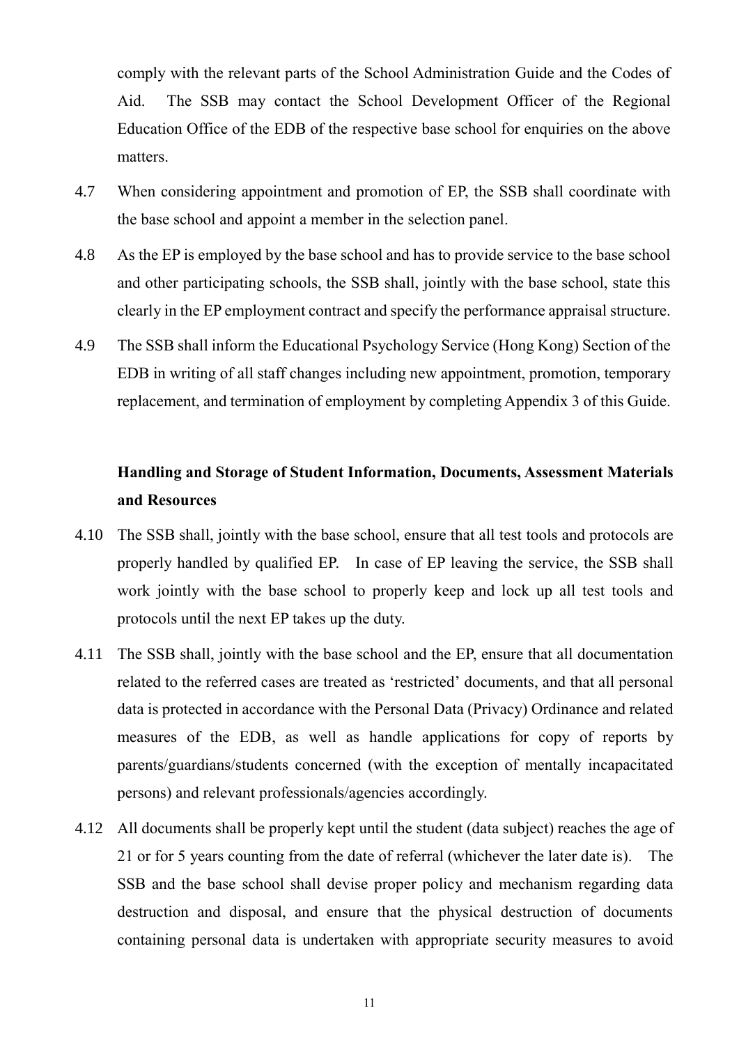comply with the relevant parts of the School Administration Guide and the Codes of Aid. The SSB may contact the School Development Officer of the Regional Education Office of the EDB of the respective base school for enquiries on the above matters.

4.7 When considering appointment and promotion of EP, the SSB shall coordinate with the base school and appoint a member in the selection panel.

4.8 As the EP is employed by the base school and has to provide service to the base school and other participating schools, the SSB shall, jointly with the base school, state this clearly in the EP employment contract and specify the performance appraisal structure.

4.9 The SSB shall inform the Educational Psychology Service (Hong Kong) Section of the EDB in writing of all staff changes including new appointment, promotion, temporary replacement, and termination of employment by completing Appendix 3 of this Guide.

**Handling and Storage of Student Information, Documents, Assessment Materials and Resources**

4.10 The SSB shall, jointly with the base school, ensure that all test tools and protocols are properly handled by qualified EP. In case of EP leaving the service, the SSB shall work jointly with the base school to properly keep and lock up all test tools and protocols until the next EP takes up the duty.

4.11 The SSB shall, jointly with the base school and the EP, ensure that all documentation related to the referred cases are treated as 'restricted' documents, and that all personal data is protected in accordance with the Personal Data (Privacy) Ordinance and related measures of the EDB, as well as handle applications for copy of reports by parents/guardians/students concerned (with the exception of mentally incapacitated persons) and relevant professionals/agencies accordingly.

4.12 All documents shall be properly kept until the student (data subject) reaches the age of 21 or for 5 years counting from the date of referral (whichever the later date is). The SSB and the base school shall devise proper policy and mechanism regarding data destruction and disposal, and ensure that the physical destruction of documents containing personal data is undertaken with appropriate security measures to avoid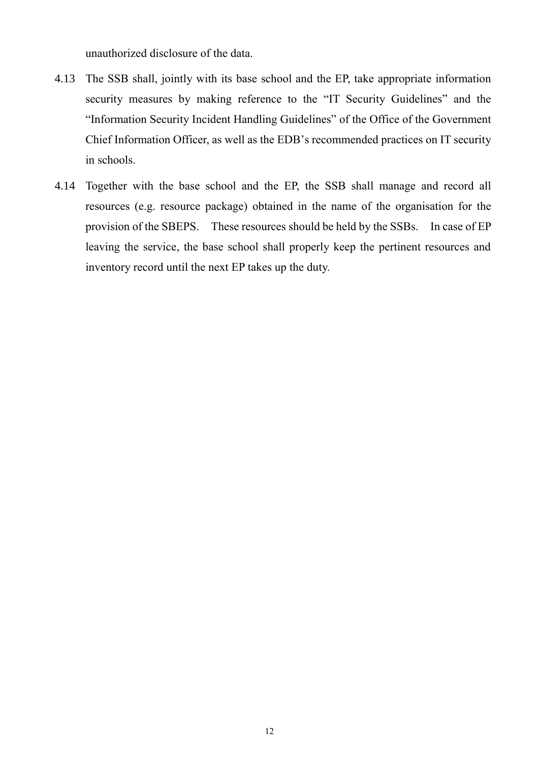unauthorized disclosure of the data.

4.13 The SSB shall, jointly with its base school and the EP, take appropriate information security measures by making reference to the "IT Security Guidelines" and the "Information Security Incident Handling Guidelines" of the Office of the Government Chief Information Officer, as well as the EDB's recommended practices on IT security in schools.

4.14 Together with the base school and the EP, the SSB shall manage and record all resources (e.g. resource package) obtained in the name of the organisation for the provision of the SBEPS. These resources should be held by the SSBs. In case of EP leaving the service, the base school shall properly keep the pertinent resources and inventory record until the next EP takes up the duty.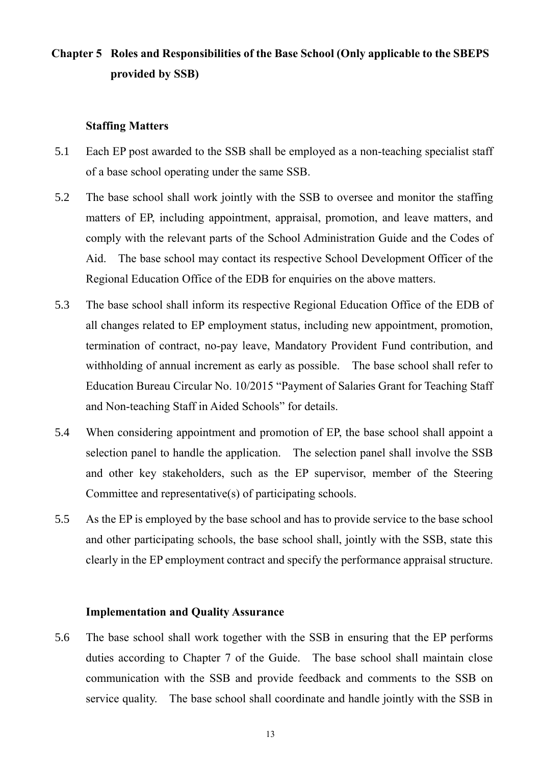# Chapter 5 Roles and Responsibilities of the Base School (Only applicable to the SBEPS provided by SSB)

### Staffing Matters

5.1 Each EP post awarded to the SSB shall be employed as a non-teaching specialist staff of a base school operating under the same SSB.

5.2 The base school shall work jointly with the SSB to oversee and monitor the staffing matters of EP, including appointment, appraisal, promotion, and leave matters, and comply with the relevant parts of the School Administration Guide and the Codes of Aid. The base school may contact its respective School Development Officer of the Regional Education Office of the EDB for enquiries on the above matters.

5.3 The base school shall inform its respective Regional Education Office of the EDB of all changes related to EP employment status, including new appointment, promotion, termination of contract, no-pay leave, Mandatory Provident Fund contribution, and withholding of annual increment as early as possible. The base school shall refer to Education Bureau Circular No. 10/2015 "Payment of Salaries Grant for Teaching Staff and Non-teaching Staff in Aided Schools" for details.

5.4 When considering appointment and promotion of EP, the base school shall appoint a selection panel to handle the application. The selection panel shall involve the SSB and other key stakeholders, such as the EP supervisor, member of the Steering Committee and representative(s) of participating schools.

5.5 As the EP is employed by the base school and has to provide service to the base school and other participating schools, the base school shall, jointly with the SSB, state this clearly in the EP employment contract and specify the performance appraisal structure.

### Implementation and Quality Assurance

5.6 The base school shall work together with the SSB in ensuring that the EP performs duties according to Chapter 7 of the Guide. The base school shall maintain close communication with the SSB and provide feedback and comments to the SSB on service quality. The base school shall coordinate and handle jointly with the SSB in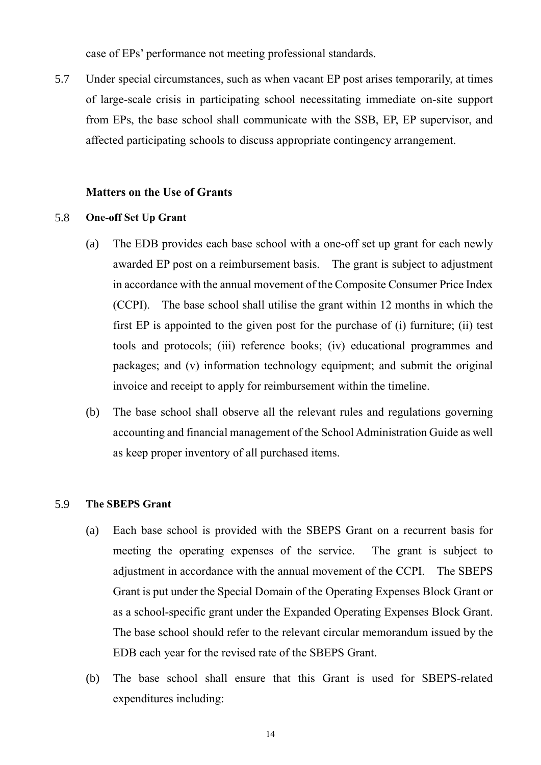case of EPs' performance not meeting professional standards.

5.7 Under special circumstances, such as when vacant EP post arises temporarily, at times of large-scale crisis in participating school necessitating immediate on-site support from EPs, the base school shall communicate with the SSB, EP, EP supervisor, and affected participating schools to discuss appropriate contingency arrangement.

### Matters on the Use of Grants

5.8 **One-off Set Up Grant**

(a) The EDB provides each base school with a one-off set up grant for each newly awarded EP post on a reimbursement basis. The grant is subject to adjustment in accordance with the annual movement of the Composite Consumer Price Index (CCPI). The base school shall utilise the grant within 12 months in which the first EP is appointed to the given post for the purchase of (i) furniture; (ii) test tools and protocols; (iii) reference books; (iv) educational programmes and packages; and (v) information technology equipment; and submit the original invoice and receipt to apply for reimbursement within the timeline.

(b) The base school shall observe all the relevant rules and regulations governing accounting and financial management of the School Administration Guide as well as keep proper inventory of all purchased items.

5.9 **The SBEPS Grant**

(a) Each base school is provided with the SBEPS Grant on a recurrent basis for meeting the operating expenses of the service. The grant is subject to adjustment in accordance with the annual movement of the CCPI. The SBEPS Grant is put under the Special Domain of the Operating Expenses Block Grant or as a school-specific grant under the Expanded Operating Expenses Block Grant. The base school should refer to the relevant circular memorandum issued by the EDB each year for the revised rate of the SBEPS Grant.

(b) The base school shall ensure that this Grant is used for SBEPS-related expenditures including: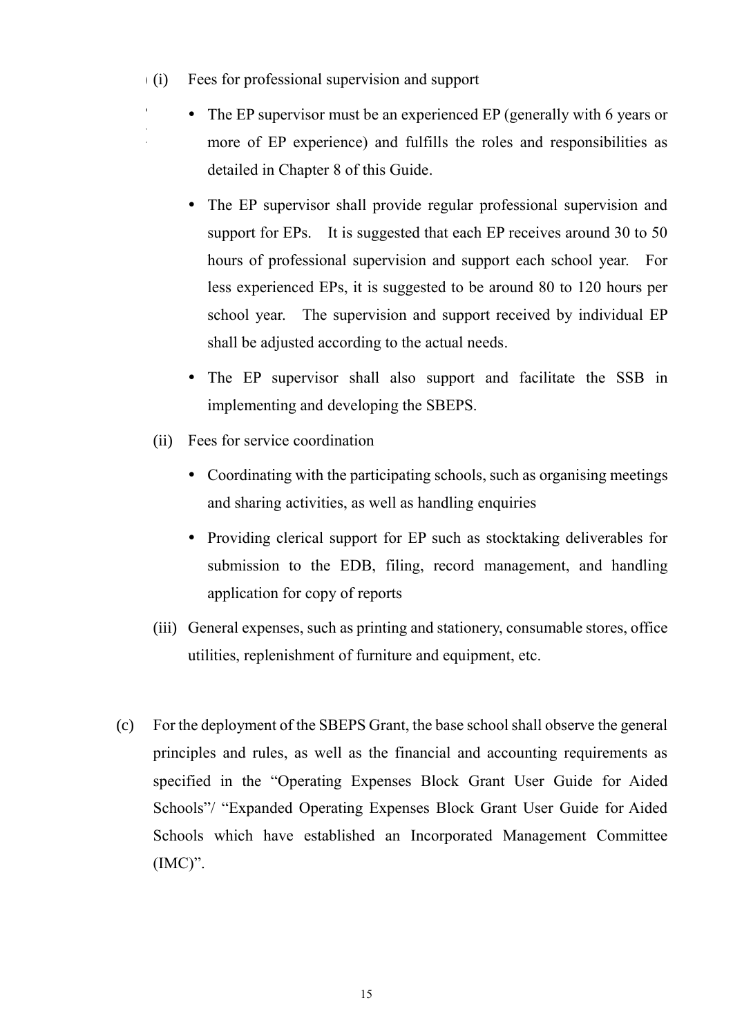(i) Fees for professional supervision and support

- The EP supervisor must be an experienced EP (generally with 6 years or more of EP experience) and fulfills the roles and responsibilities as detailed in Chapter 8 of this Guide.
- The EP supervisor shall provide regular professional supervision and support for EPs. It is suggested that each EP receives around 30 to 50 hours of professional supervision and support each school year. For less experienced EPs, it is suggested to be around 80 to 120 hours per school year. The supervision and support received by individual EP shall be adjusted according to the actual needs.
- The EP supervisor shall also support and facilitate the SSB in implementing and developing the SBEPS.

(ii) Fees for service coordination

- Coordinating with the participating schools, such as organising meetings and sharing activities, as well as handling enquiries
- Providing clerical support for EP such as stocktaking deliverables for submission to the EDB, filing, record management, and handling application for copy of reports

(iii) General expenses, such as printing and stationery, consumable stores, office utilities, replenishment of furniture and equipment, etc.

(c) For the deployment of the SBEPS Grant, the base school shall observe the general principles and rules, as well as the financial and accounting requirements as specified in the "Operating Expenses Block Grant User Guide for Aided Schools"/ "Expanded Operating Expenses Block Grant User Guide for Aided Schools which have established an Incorporated Management Committee (IMC)".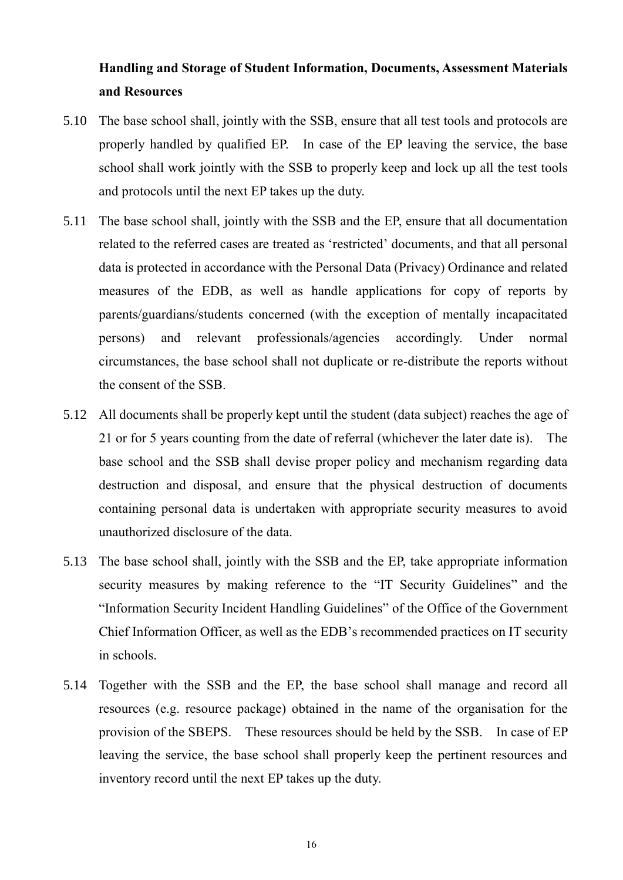**Handling and Storage of Student Information, Documents, Assessment Materials and Resources**

5.10 The base school shall, jointly with the SSB, ensure that all test tools and protocols are properly handled by qualified EP. In case of the EP leaving the service, the base school shall work jointly with the SSB to properly keep and lock up all the test tools and protocols until the next EP takes up the duty.

5.11 The base school shall, jointly with the SSB and the EP, ensure that all documentation related to the referred cases are treated as 'restricted' documents, and that all personal data is protected in accordance with the Personal Data (Privacy) Ordinance and related measures of the EDB, as well as handle applications for copy of reports by parents/guardians/students concerned (with the exception of mentally incapacitated persons) and relevant professionals/agencies accordingly. Under normal circumstances, the base school shall not duplicate or re-distribute the reports without the consent of the SSB.

5.12 All documents shall be properly kept until the student (data subject) reaches the age of 21 or for 5 years counting from the date of referral (whichever the later date is). The base school and the SSB shall devise proper policy and mechanism regarding data destruction and disposal, and ensure that the physical destruction of documents containing personal data is undertaken with appropriate security measures to avoid unauthorized disclosure of the data.

5.13 The base school shall, jointly with the SSB and the EP, take appropriate information security measures by making reference to the "IT Security Guidelines" and the "Information Security Incident Handling Guidelines" of the Office of the Government Chief Information Officer, as well as the EDB's recommended practices on IT security in schools.

5.14 Together with the SSB and the EP, the base school shall manage and record all resources (e.g. resource package) obtained in the name of the organisation for the provision of the SBEPS. These resources should be held by the SSB. In case of EP leaving the service, the base school shall properly keep the pertinent resources and inventory record until the next EP takes up the duty.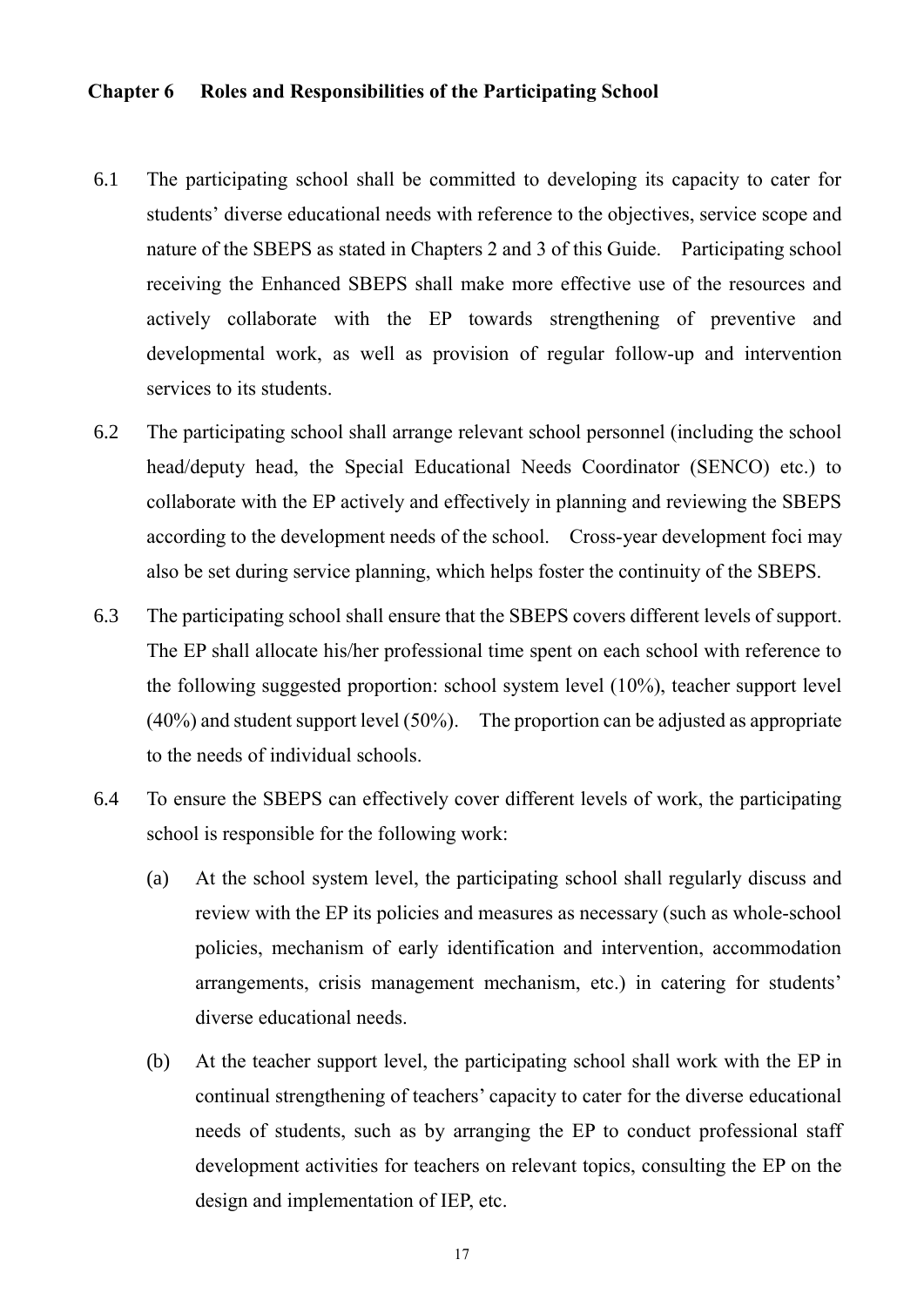## Chapter 6 Roles and Responsibilities of the Participating School

6.1 The participating school shall be committed to developing its capacity to cater for students' diverse educational needs with reference to the objectives, service scope and nature of the SBEPS as stated in Chapters 2 and 3 of this Guide. Participating school receiving the Enhanced SBEPS shall make more effective use of the resources and actively collaborate with the EP towards strengthening of preventive and developmental work, as well as provision of regular follow-up and intervention services to its students.

6.2 The participating school shall arrange relevant school personnel (including the school head/deputy head, the Special Educational Needs Coordinator (SENCO) etc.) to collaborate with the EP actively and effectively in planning and reviewing the SBEPS according to the development needs of the school. Cross-year development foci may also be set during service planning, which helps foster the continuity of the SBEPS.

6.3 The participating school shall ensure that the SBEPS covers different levels of support. The EP shall allocate his/her professional time spent on each school with reference to the following suggested proportion: school system level (10%), teacher support level (40%) and student support level (50%). The proportion can be adjusted as appropriate to the needs of individual schools.

6.4 To ensure the SBEPS can effectively cover different levels of work, the participating school is responsible for the following work:

(a) At the school system level, the participating school shall regularly discuss and review with the EP its policies and measures as necessary (such as whole-school policies, mechanism of early identification and intervention, accommodation arrangements, crisis management mechanism, etc.) in catering for students' diverse educational needs.

(b) At the teacher support level, the participating school shall work with the EP in continual strengthening of teachers' capacity to cater for the diverse educational needs of students, such as by arranging the EP to conduct professional staff development activities for teachers on relevant topics, consulting the EP on the design and implementation of IEP, etc.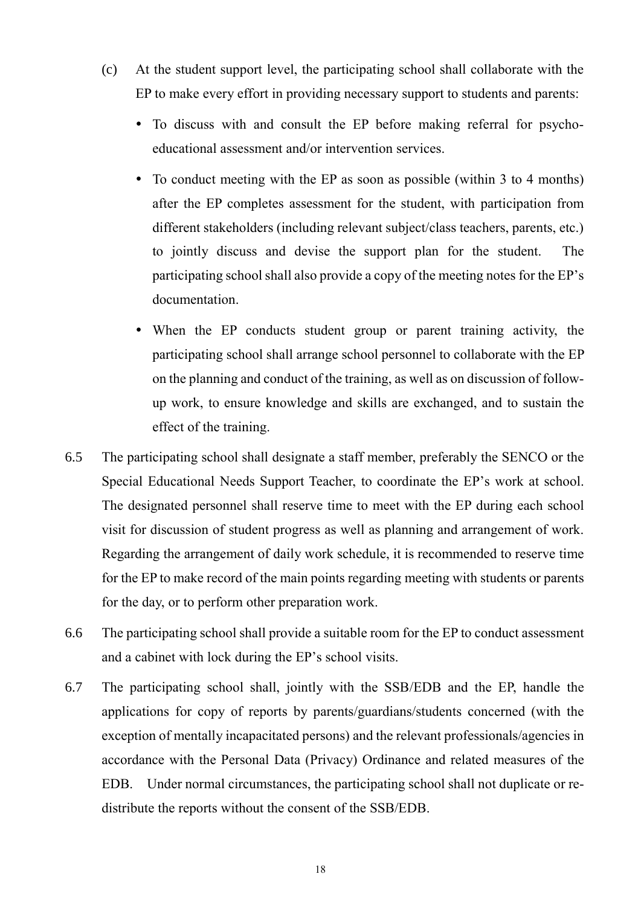(c) At the student support level, the participating school shall collaborate with the EP to make every effort in providing necessary support to students and parents:

- To discuss with and consult the EP before making referral for psycho-educational assessment and/or intervention services.
- To conduct meeting with the EP as soon as possible (within 3 to 4 months) after the EP completes assessment for the student, with participation from different stakeholders (including relevant subject/class teachers, parents, etc.) to jointly discuss and devise the support plan for the student. The participating school shall also provide a copy of the meeting notes for the EP's documentation.
- When the EP conducts student group or parent training activity, the participating school shall arrange school personnel to collaborate with the EP on the planning and conduct of the training, as well as on discussion of follow-up work, to ensure knowledge and skills are exchanged, and to sustain the effect of the training.

6.5 The participating school shall designate a staff member, preferably the SENCO or the Special Educational Needs Support Teacher, to coordinate the EP's work at school. The designated personnel shall reserve time to meet with the EP during each school visit for discussion of student progress as well as planning and arrangement of work. Regarding the arrangement of daily work schedule, it is recommended to reserve time for the EP to make record of the main points regarding meeting with students or parents for the day, or to perform other preparation work.

6.6 The participating school shall provide a suitable room for the EP to conduct assessment and a cabinet with lock during the EP's school visits.

6.7 The participating school shall, jointly with the SSB/EDB and the EP, handle the applications for copy of reports by parents/guardians/students concerned (with the exception of mentally incapacitated persons) and the relevant professionals/agencies in accordance with the Personal Data (Privacy) Ordinance and related measures of the EDB. Under normal circumstances, the participating school shall not duplicate or re-distribute the reports without the consent of the SSB/EDB.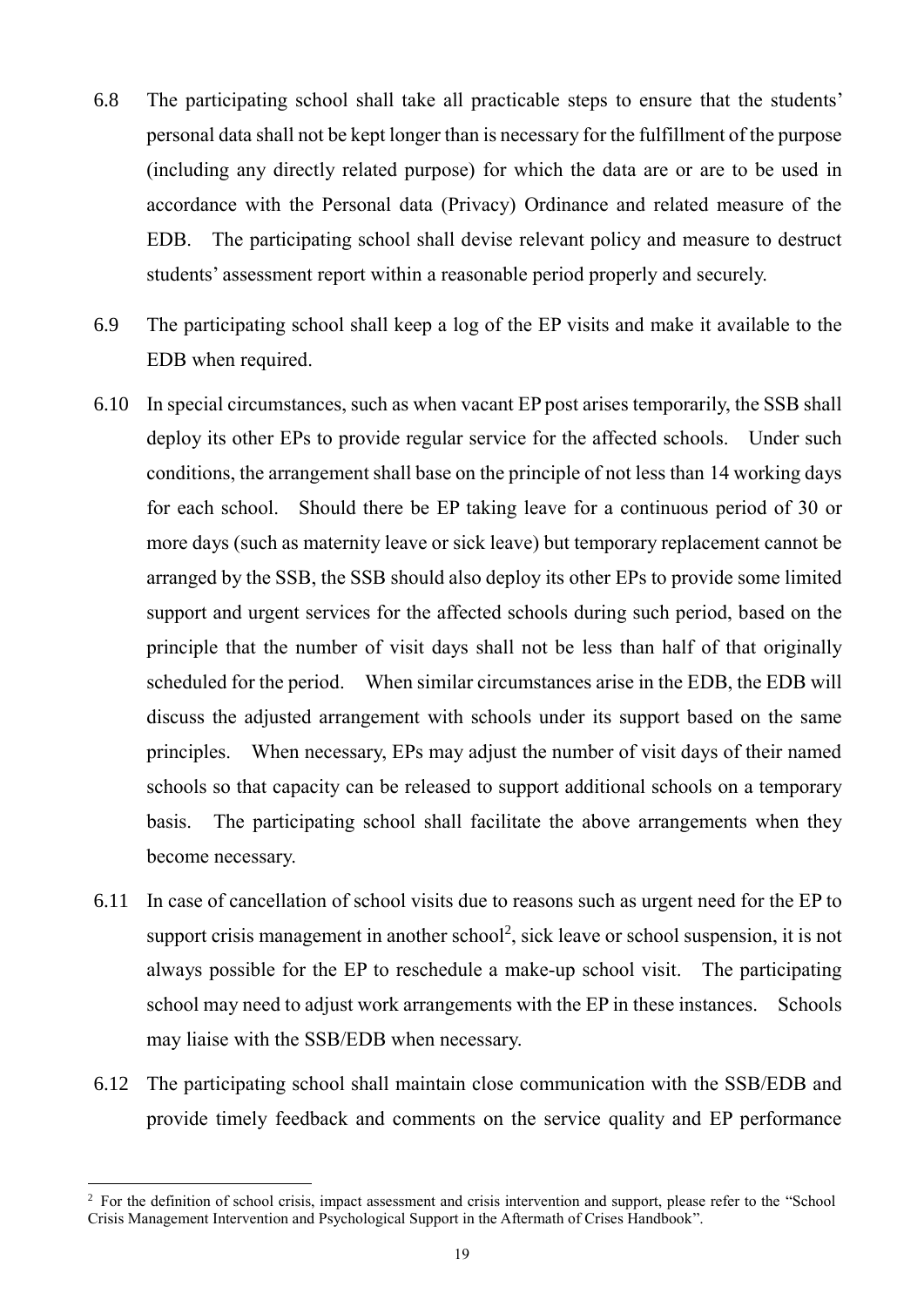6.8 The participating school shall take all practicable steps to ensure that the students' personal data shall not be kept longer than is necessary for the fulfillment of the purpose (including any directly related purpose) for which the data are or are to be used in accordance with the Personal data (Privacy) Ordinance and related measure of the EDB. The participating school shall devise relevant policy and measure to destruct students' assessment report within a reasonable period properly and securely.

6.9 The participating school shall keep a log of the EP visits and make it available to the EDB when required.

6.10 In special circumstances, such as when vacant EP post arises temporarily, the SSB shall deploy its other EPs to provide regular service for the affected schools. Under such conditions, the arrangement shall base on the principle of not less than 14 working days for each school. Should there be EP taking leave for a continuous period of 30 or more days (such as maternity leave or sick leave) but temporary replacement cannot be arranged by the SSB, the SSB should also deploy its other EPs to provide some limited support and urgent services for the affected schools during such period, based on the principle that the number of visit days shall not be less than half of that originally scheduled for the period. When similar circumstances arise in the EDB, the EDB will discuss the adjusted arrangement with schools under its support based on the same principles. When necessary, EPs may adjust the number of visit days of their named schools so that capacity can be released to support additional schools on a temporary basis. The participating school shall facilitate the above arrangements when they become necessary.

6.11 In case of cancellation of school visits due to reasons such as urgent need for the EP to support crisis management in another school[2], sick leave or school suspension, it is not always possible for the EP to reschedule a make-up school visit. The participating school may need to adjust work arrangements with the EP in these instances. Schools may liaise with the SSB/EDB when necessary.

6.12 The participating school shall maintain close communication with the SSB/EDB and provide timely feedback and comments on the service quality and EP performance

---

[2] For the definition of school crisis, impact assessment and crisis intervention and support, please refer to the "School Crisis Management Intervention and Psychological Support in the Aftermath of Crises Handbook".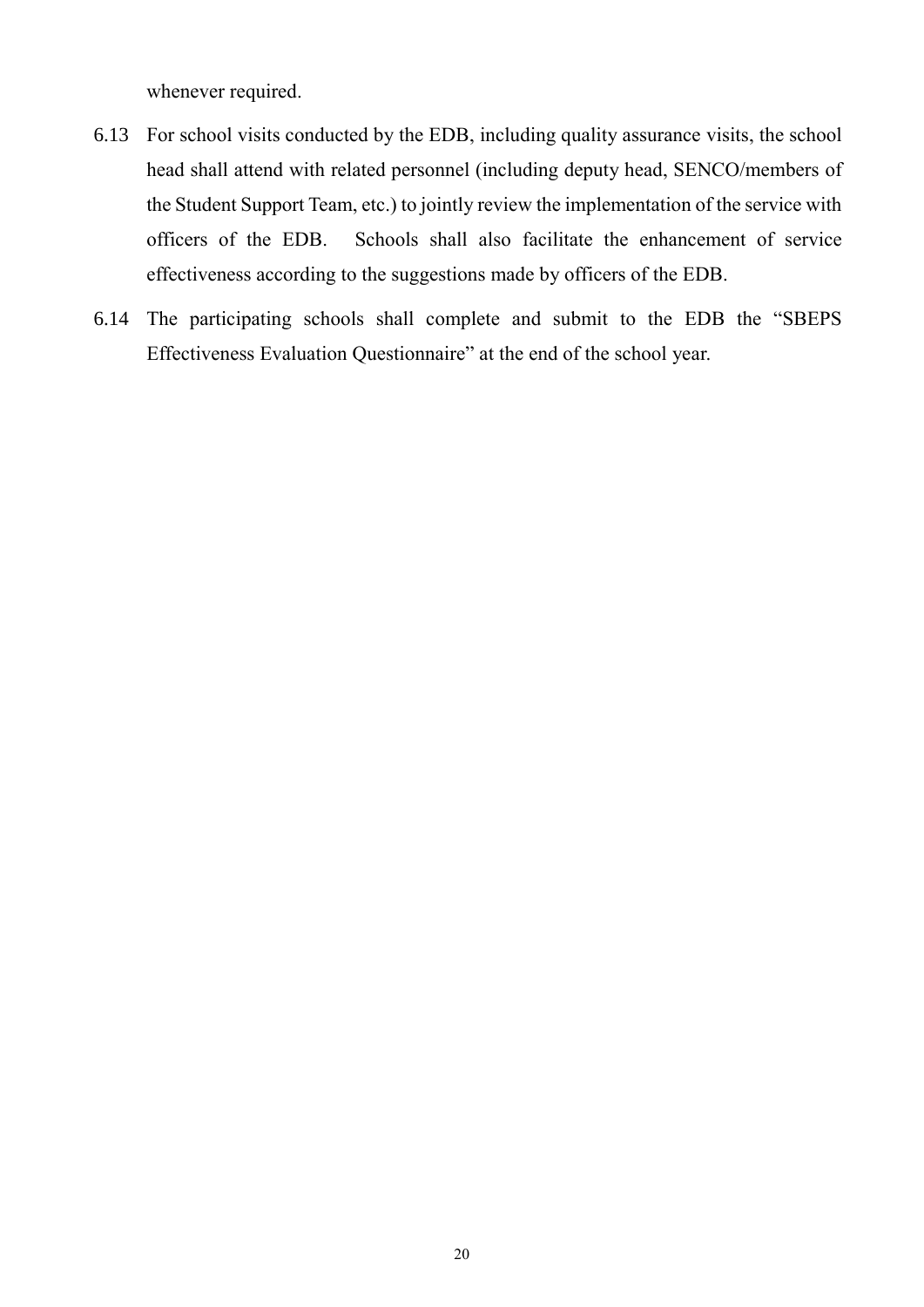whenever required.

6.13 For school visits conducted by the EDB, including quality assurance visits, the school head shall attend with related personnel (including deputy head, SENCO/members of the Student Support Team, etc.) to jointly review the implementation of the service with officers of the EDB. Schools shall also facilitate the enhancement of service effectiveness according to the suggestions made by officers of the EDB.

6.14 The participating schools shall complete and submit to the EDB the "SBEPS Effectiveness Evaluation Questionnaire" at the end of the school year.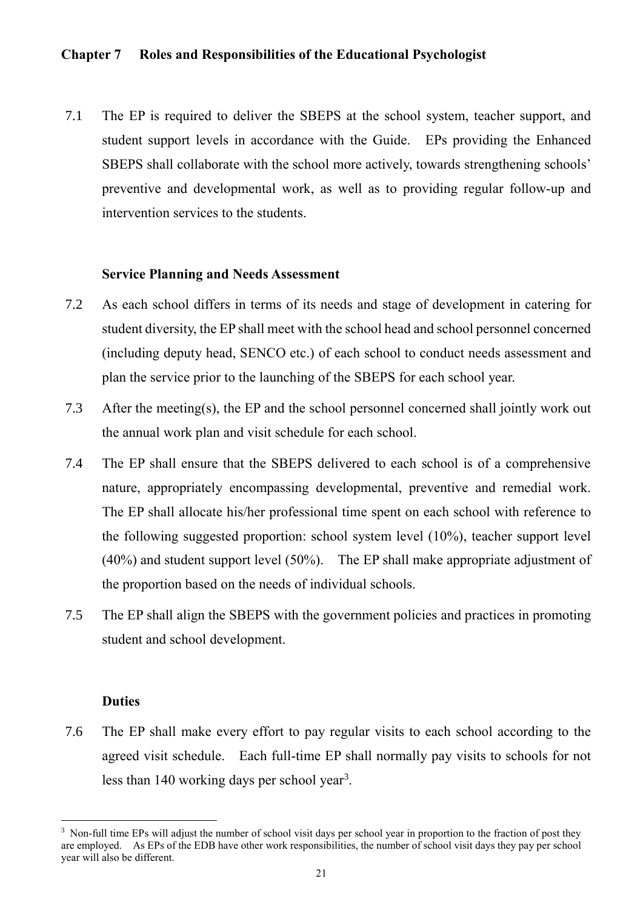## Chapter 7 Roles and Responsibilities of the Educational Psychologist

7.1 The EP is required to deliver the SBEPS at the school system, teacher support, and student support levels in accordance with the Guide. EPs providing the Enhanced SBEPS shall collaborate with the school more actively, towards strengthening schools' preventive and developmental work, as well as to providing regular follow-up and intervention services to the students.

### Service Planning and Needs Assessment

7.2 As each school differs in terms of its needs and stage of development in catering for student diversity, the EP shall meet with the school head and school personnel concerned (including deputy head, SENCO etc.) of each school to conduct needs assessment and plan the service prior to the launching of the SBEPS for each school year.

7.3 After the meeting(s), the EP and the school personnel concerned shall jointly work out the annual work plan and visit schedule for each school.

7.4 The EP shall ensure that the SBEPS delivered to each school is of a comprehensive nature, appropriately encompassing developmental, preventive and remedial work. The EP shall allocate his/her professional time spent on each school with reference to the following suggested proportion: school system level (10%), teacher support level (40%) and student support level (50%). The EP shall make appropriate adjustment of the proportion based on the needs of individual schools.

7.5 The EP shall align the SBEPS with the government policies and practices in promoting student and school development.

### Duties

7.6 The EP shall make every effort to pay regular visits to each school according to the agreed visit schedule. Each full-time EP shall normally pay visits to schools for not less than 140 working days per school year[3].

[3] Non-full time EPs will adjust the number of school visit days per school year in proportion to the fraction of post they are employed. As EPs of the EDB have other work responsibilities, the number of school visit days they pay per school year will also be different.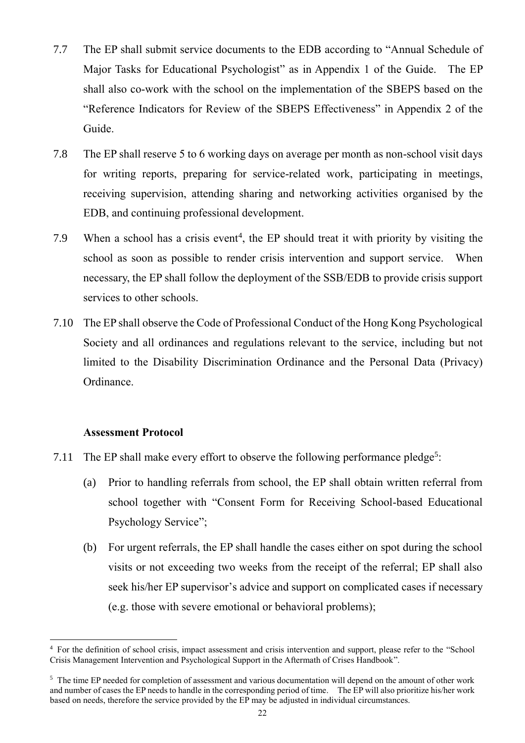7.7 The EP shall submit service documents to the EDB according to "Annual Schedule of Major Tasks for Educational Psychologist" as in Appendix 1 of the Guide. The EP shall also co-work with the school on the implementation of the SBEPS based on the "Reference Indicators for Review of the SBEPS Effectiveness" in Appendix 2 of the Guide.

7.8 The EP shall reserve 5 to 6 working days on average per month as non-school visit days for writing reports, preparing for service-related work, participating in meetings, receiving supervision, attending sharing and networking activities organised by the EDB, and continuing professional development.

7.9 When a school has a crisis event[4], the EP should treat it with priority by visiting the school as soon as possible to render crisis intervention and support service. When necessary, the EP shall follow the deployment of the SSB/EDB to provide crisis support services to other schools.

7.10 The EP shall observe the Code of Professional Conduct of the Hong Kong Psychological Society and all ordinances and regulations relevant to the service, including but not limited to the Disability Discrimination Ordinance and the Personal Data (Privacy) Ordinance.

**Assessment Protocol**

7.11 The EP shall make every effort to observe the following performance pledge[5]:

(a) Prior to handling referrals from school, the EP shall obtain written referral from school together with "Consent Form for Receiving School-based Educational Psychology Service";

(b) For urgent referrals, the EP shall handle the cases either on spot during the school visits or not exceeding two weeks from the receipt of the referral; EP shall also seek his/her EP supervisor's advice and support on complicated cases if necessary (e.g. those with severe emotional or behavioral problems);

---

[4] For the definition of school crisis, impact assessment and crisis intervention and support, please refer to the "School Crisis Management Intervention and Psychological Support in the Aftermath of Crises Handbook".

[5] The time EP needed for completion of assessment and various documentation will depend on the amount of other work and number of cases the EP needs to handle in the corresponding period of time. The EP will also prioritize his/her work based on needs, therefore the service provided by the EP may be adjusted in individual circumstances.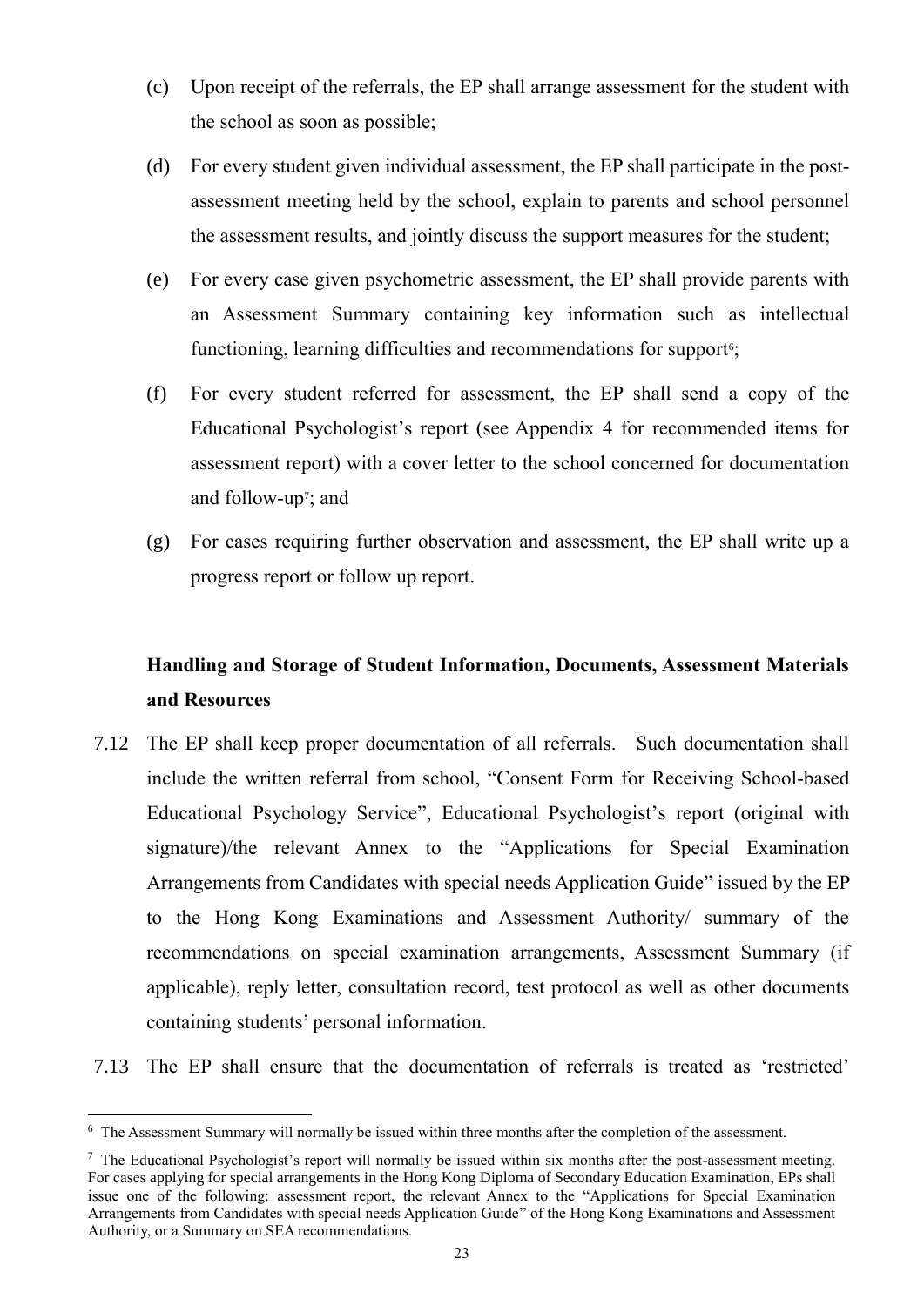(c) Upon receipt of the referrals, the EP shall arrange assessment for the student with the school as soon as possible;

(d) For every student given individual assessment, the EP shall participate in the post-assessment meeting held by the school, explain to parents and school personnel the assessment results, and jointly discuss the support measures for the student;

(e) For every case given psychometric assessment, the EP shall provide parents with an Assessment Summary containing key information such as intellectual functioning, learning difficulties and recommendations for support[6];

(f) For every student referred for assessment, the EP shall send a copy of the Educational Psychologist's report (see Appendix 4 for recommended items for assessment report) with a cover letter to the school concerned for documentation and follow-up[7]; and

(g) For cases requiring further observation and assessment, the EP shall write up a progress report or follow up report.

**Handling and Storage of Student Information, Documents, Assessment Materials and Resources**

7.12 The EP shall keep proper documentation of all referrals. Such documentation shall include the written referral from school, "Consent Form for Receiving School-based Educational Psychology Service", Educational Psychologist's report (original with signature)/the relevant Annex to the "Applications for Special Examination Arrangements from Candidates with special needs Application Guide" issued by the EP to the Hong Kong Examinations and Assessment Authority/ summary of the recommendations on special examination arrangements, Assessment Summary (if applicable), reply letter, consultation record, test protocol as well as other documents containing students' personal information.

7.13 The EP shall ensure that the documentation of referrals is treated as 'restricted'

---

[6] The Assessment Summary will normally be issued within three months after the completion of the assessment.

[7] The Educational Psychologist's report will normally be issued within six months after the post-assessment meeting. For cases applying for special arrangements in the Hong Kong Diploma of Secondary Education Examination, EPs shall issue one of the following: assessment report, the relevant Annex to the "Applications for Special Examination Arrangements from Candidates with special needs Application Guide" of the Hong Kong Examinations and Assessment Authority, or a Summary on SEA recommendations.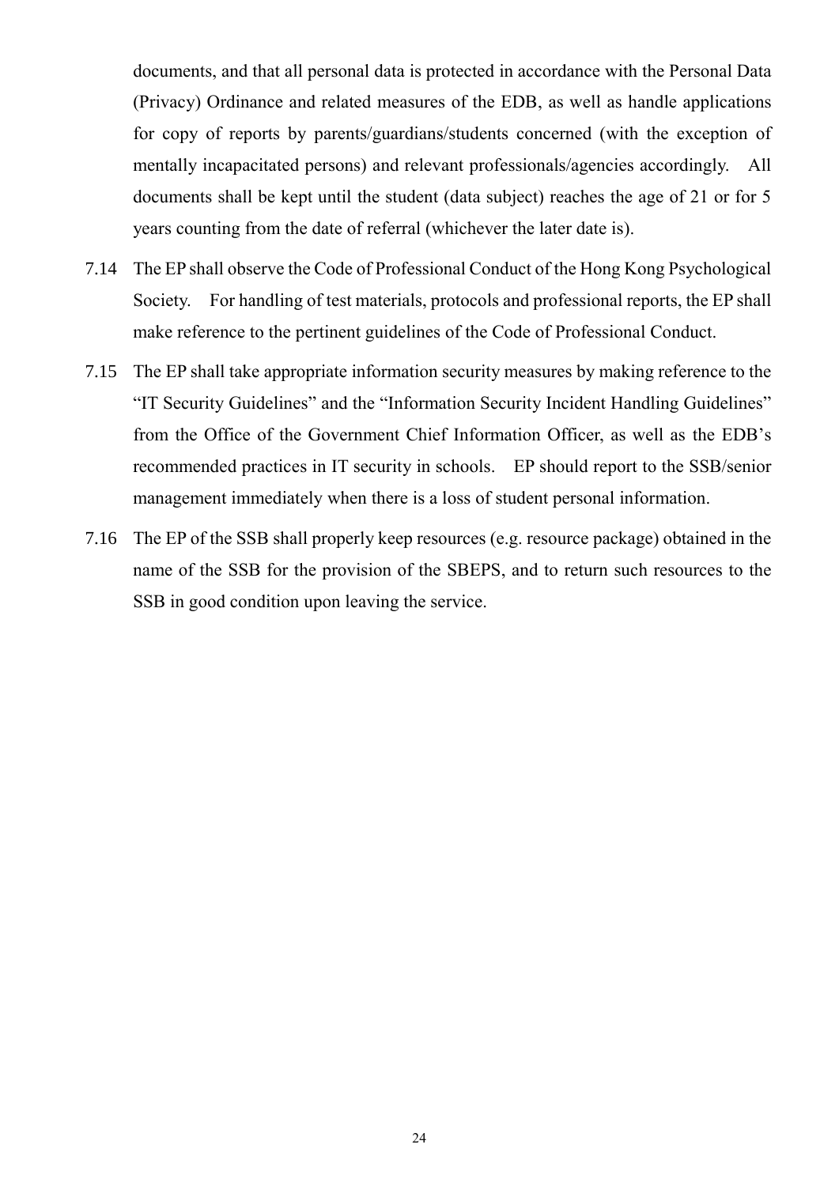documents, and that all personal data is protected in accordance with the Personal Data (Privacy) Ordinance and related measures of the EDB, as well as handle applications for copy of reports by parents/guardians/students concerned (with the exception of mentally incapacitated persons) and relevant professionals/agencies accordingly. All documents shall be kept until the student (data subject) reaches the age of 21 or for 5 years counting from the date of referral (whichever the later date is).

7.14 The EP shall observe the Code of Professional Conduct of the Hong Kong Psychological Society. For handling of test materials, protocols and professional reports, the EP shall make reference to the pertinent guidelines of the Code of Professional Conduct.

7.15 The EP shall take appropriate information security measures by making reference to the "IT Security Guidelines" and the "Information Security Incident Handling Guidelines" from the Office of the Government Chief Information Officer, as well as the EDB's recommended practices in IT security in schools. EP should report to the SSB/senior management immediately when there is a loss of student personal information.

7.16 The EP of the SSB shall properly keep resources (e.g. resource package) obtained in the name of the SSB for the provision of the SBEPS, and to return such resources to the SSB in good condition upon leaving the service.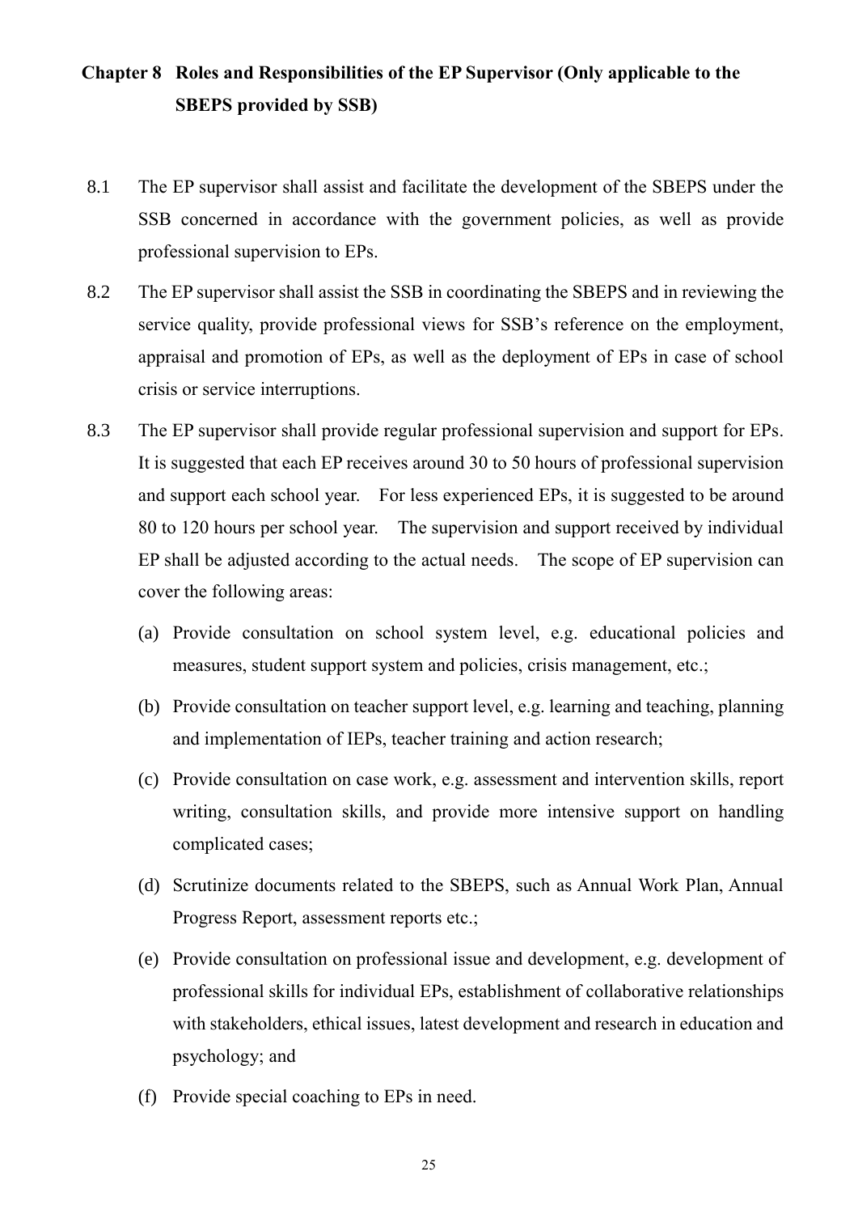# Chapter 8 Roles and Responsibilities of the EP Supervisor (Only applicable to the SBEPS provided by SSB)

8.1 The EP supervisor shall assist and facilitate the development of the SBEPS under the SSB concerned in accordance with the government policies, as well as provide professional supervision to EPs.

8.2 The EP supervisor shall assist the SSB in coordinating the SBEPS and in reviewing the service quality, provide professional views for SSB's reference on the employment, appraisal and promotion of EPs, as well as the deployment of EPs in case of school crisis or service interruptions.

8.3 The EP supervisor shall provide regular professional supervision and support for EPs. It is suggested that each EP receives around 30 to 50 hours of professional supervision and support each school year. For less experienced EPs, it is suggested to be around 80 to 120 hours per school year. The supervision and support received by individual EP shall be adjusted according to the actual needs. The scope of EP supervision can cover the following areas:

(a) Provide consultation on school system level, e.g. educational policies and measures, student support system and policies, crisis management, etc.;

(b) Provide consultation on teacher support level, e.g. learning and teaching, planning and implementation of IEPs, teacher training and action research;

(c) Provide consultation on case work, e.g. assessment and intervention skills, report writing, consultation skills, and provide more intensive support on handling complicated cases;

(d) Scrutinize documents related to the SBEPS, such as Annual Work Plan, Annual Progress Report, assessment reports etc.;

(e) Provide consultation on professional issue and development, e.g. development of professional skills for individual EPs, establishment of collaborative relationships with stakeholders, ethical issues, latest development and research in education and psychology; and

(f) Provide special coaching to EPs in need.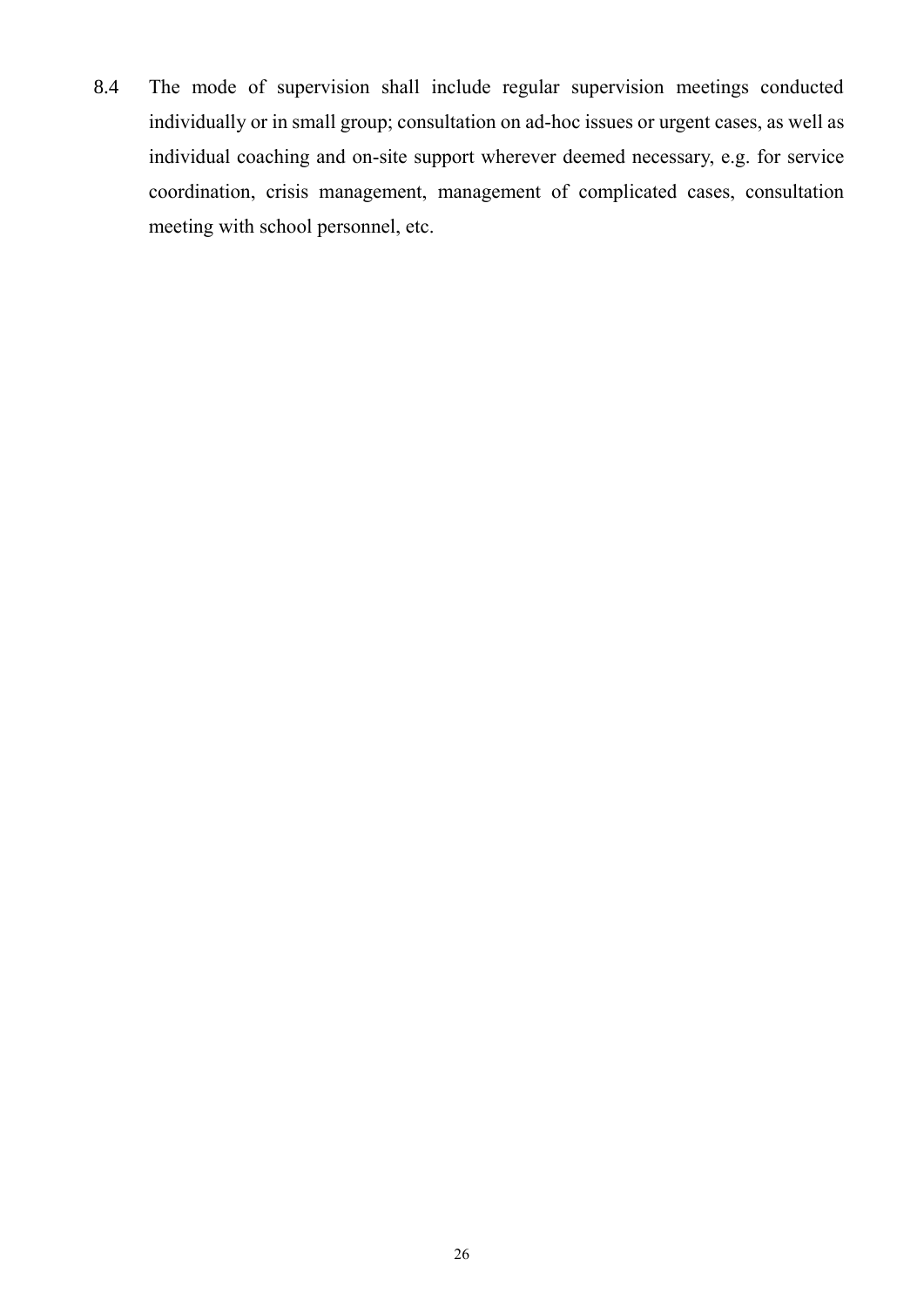8.4 The mode of supervision shall include regular supervision meetings conducted individually or in small group; consultation on ad-hoc issues or urgent cases, as well as individual coaching and on-site support wherever deemed necessary, e.g. for service coordination, crisis management, management of complicated cases, consultation meeting with school personnel, etc.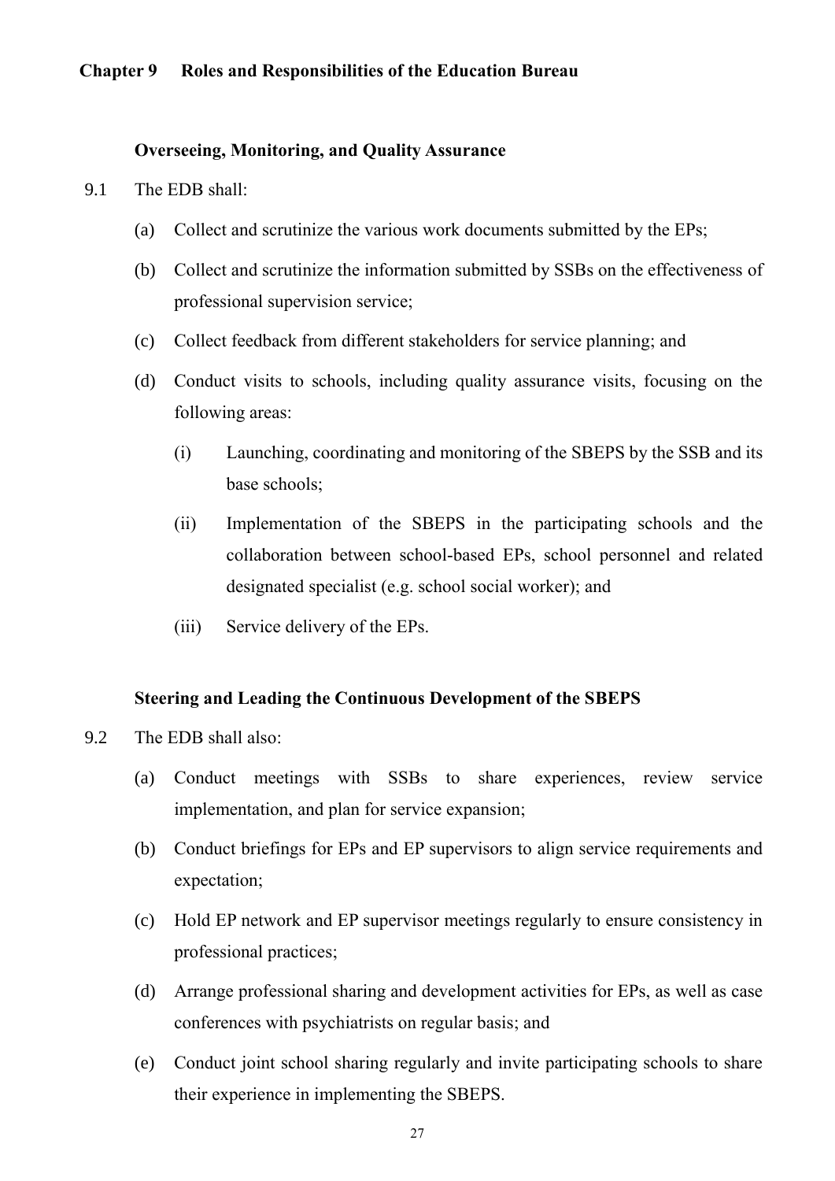## Chapter 9 Roles and Responsibilities of the Education Bureau

### Overseeing, Monitoring, and Quality Assurance

9.1 The EDB shall:

(a) Collect and scrutinize the various work documents submitted by the EPs;

(b) Collect and scrutinize the information submitted by SSBs on the effectiveness of professional supervision service;

(c) Collect feedback from different stakeholders for service planning; and

(d) Conduct visits to schools, including quality assurance visits, focusing on the following areas:

   (i) Launching, coordinating and monitoring of the SBEPS by the SSB and its base schools;

   (ii) Implementation of the SBEPS in the participating schools and the collaboration between school-based EPs, school personnel and related designated specialist (e.g. school social worker); and

   (iii) Service delivery of the EPs.

### Steering and Leading the Continuous Development of the SBEPS

9.2 The EDB shall also:

(a) Conduct meetings with SSBs to share experiences, review service implementation, and plan for service expansion;

(b) Conduct briefings for EPs and EP supervisors to align service requirements and expectation;

(c) Hold EP network and EP supervisor meetings regularly to ensure consistency in professional practices;

(d) Arrange professional sharing and development activities for EPs, as well as case conferences with psychiatrists on regular basis; and

(e) Conduct joint school sharing regularly and invite participating schools to share their experience in implementing the SBEPS.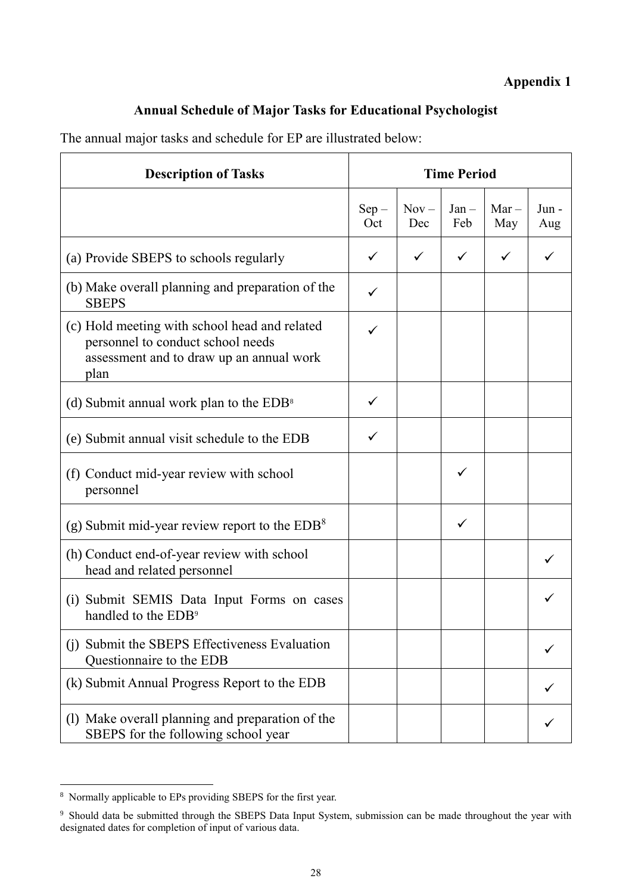**Appendix 1**

## Annual Schedule of Major Tasks for Educational Psychologist

The annual major tasks and schedule for EP are illustrated below:

| Description of Tasks | Time Period | | | | |
|---|---|---|---|---|---|
| | Sep – Oct | Nov – Dec | Jan – Feb | Mar – May | Jun - Aug |
| (a) Provide SBEPS to schools regularly | ✓ | ✓ | ✓ | ✓ | ✓ |
| (b) Make overall planning and preparation of the SBEPS | ✓ | | | | |
| (c) Hold meeting with school head and related personnel to conduct school needs assessment and to draw up an annual work plan | ✓ | | | | |
| (d) Submit annual work plan to the EDB[8] | ✓ | | | | |
| (e) Submit annual visit schedule to the EDB | ✓ | | | | |
| (f) Conduct mid-year review with school personnel | | | ✓ | | |
| (g) Submit mid-year review report to the EDB[8] | | | ✓ | | |
| (h) Conduct end-of-year review with school head and related personnel | | | | | ✓ |
| (i) Submit SEMIS Data Input Forms on cases handled to the EDB[9] | | | | | ✓ |
| (j) Submit the SBEPS Effectiveness Evaluation Questionnaire to the EDB | | | | | ✓ |
| (k) Submit Annual Progress Report to the EDB | | | | | ✓ |
| (l) Make overall planning and preparation of the SBEPS for the following school year | | | | | ✓ |

[8] Normally applicable to EPs providing SBEPS for the first year.

[9] Should data be submitted through the SBEPS Data Input System, submission can be made throughout the year with designated dates for completion of input of various data.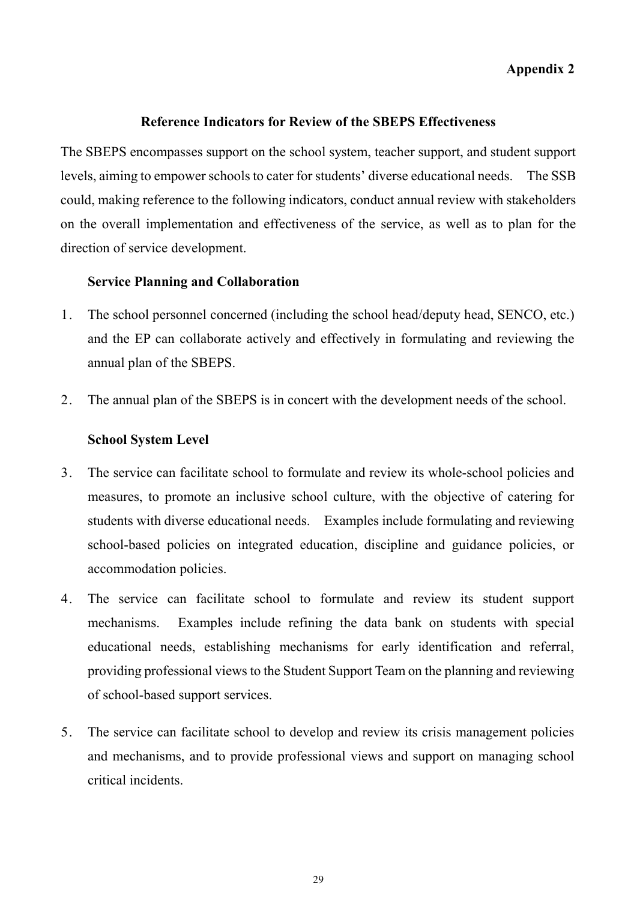**Appendix 2**

## Reference Indicators for Review of the SBEPS Effectiveness

The SBEPS encompasses support on the school system, teacher support, and student support levels, aiming to empower schools to cater for students' diverse educational needs. The SSB could, making reference to the following indicators, conduct annual review with stakeholders on the overall implementation and effectiveness of the service, as well as to plan for the direction of service development.

### Service Planning and Collaboration

1. The school personnel concerned (including the school head/deputy head, SENCO, etc.) and the EP can collaborate actively and effectively in formulating and reviewing the annual plan of the SBEPS.

2. The annual plan of the SBEPS is in concert with the development needs of the school.

### School System Level

3. The service can facilitate school to formulate and review its whole-school policies and measures, to promote an inclusive school culture, with the objective of catering for students with diverse educational needs. Examples include formulating and reviewing school-based policies on integrated education, discipline and guidance policies, or accommodation policies.

4. The service can facilitate school to formulate and review its student support mechanisms. Examples include refining the data bank on students with special educational needs, establishing mechanisms for early identification and referral, providing professional views to the Student Support Team on the planning and reviewing of school-based support services.

5. The service can facilitate school to develop and review its crisis management policies and mechanisms, and to provide professional views and support on managing school critical incidents.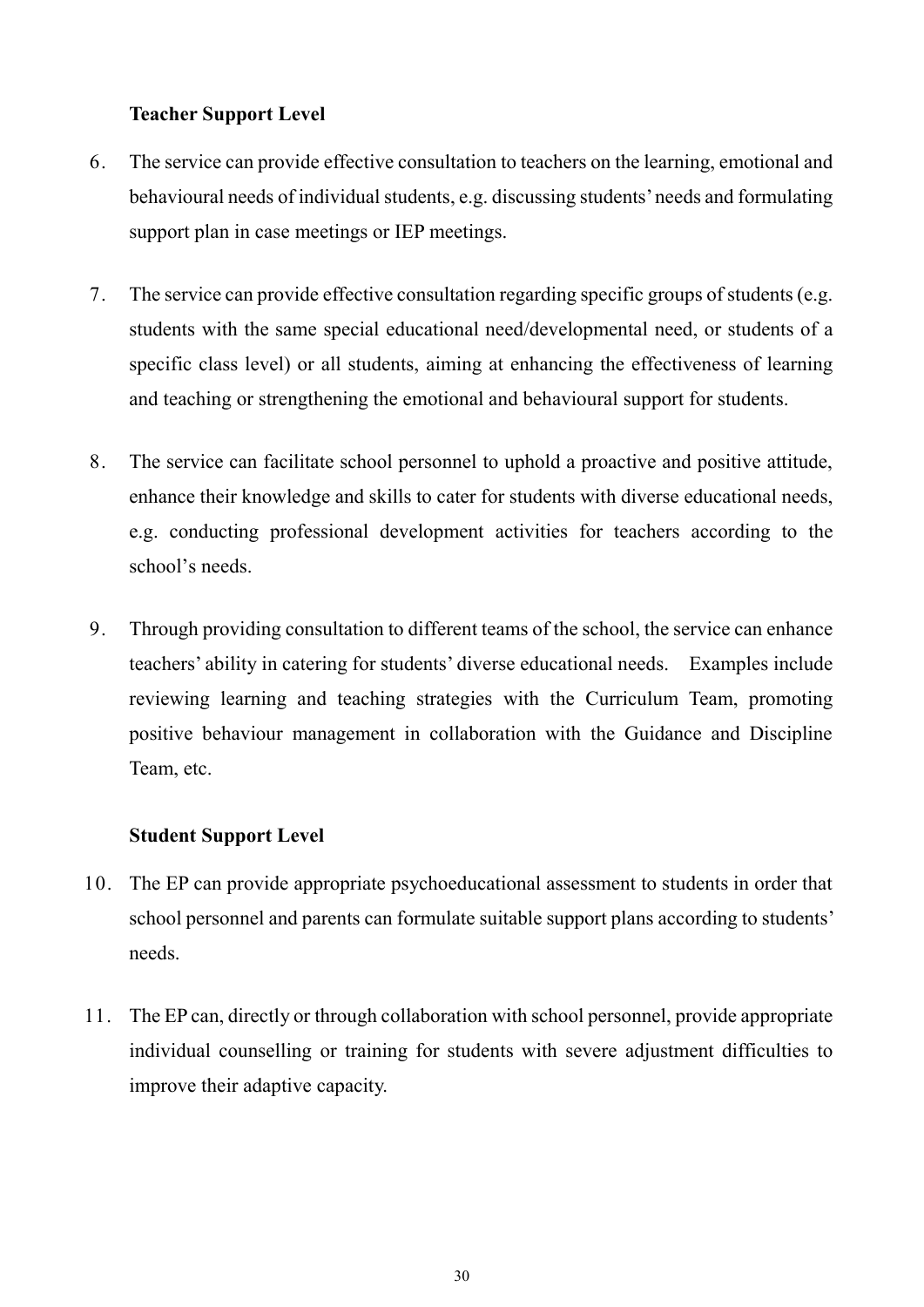**Teacher Support Level**

6. The service can provide effective consultation to teachers on the learning, emotional and behavioural needs of individual students, e.g. discussing students' needs and formulating support plan in case meetings or IEP meetings.

7. The service can provide effective consultation regarding specific groups of students (e.g. students with the same special educational need/developmental need, or students of a specific class level) or all students, aiming at enhancing the effectiveness of learning and teaching or strengthening the emotional and behavioural support for students.

8. The service can facilitate school personnel to uphold a proactive and positive attitude, enhance their knowledge and skills to cater for students with diverse educational needs, e.g. conducting professional development activities for teachers according to the school's needs.

9. Through providing consultation to different teams of the school, the service can enhance teachers' ability in catering for students' diverse educational needs. Examples include reviewing learning and teaching strategies with the Curriculum Team, promoting positive behaviour management in collaboration with the Guidance and Discipline Team, etc.

**Student Support Level**

10. The EP can provide appropriate psychoeducational assessment to students in order that school personnel and parents can formulate suitable support plans according to students' needs.

11. The EP can, directly or through collaboration with school personnel, provide appropriate individual counselling or training for students with severe adjustment difficulties to improve their adaptive capacity.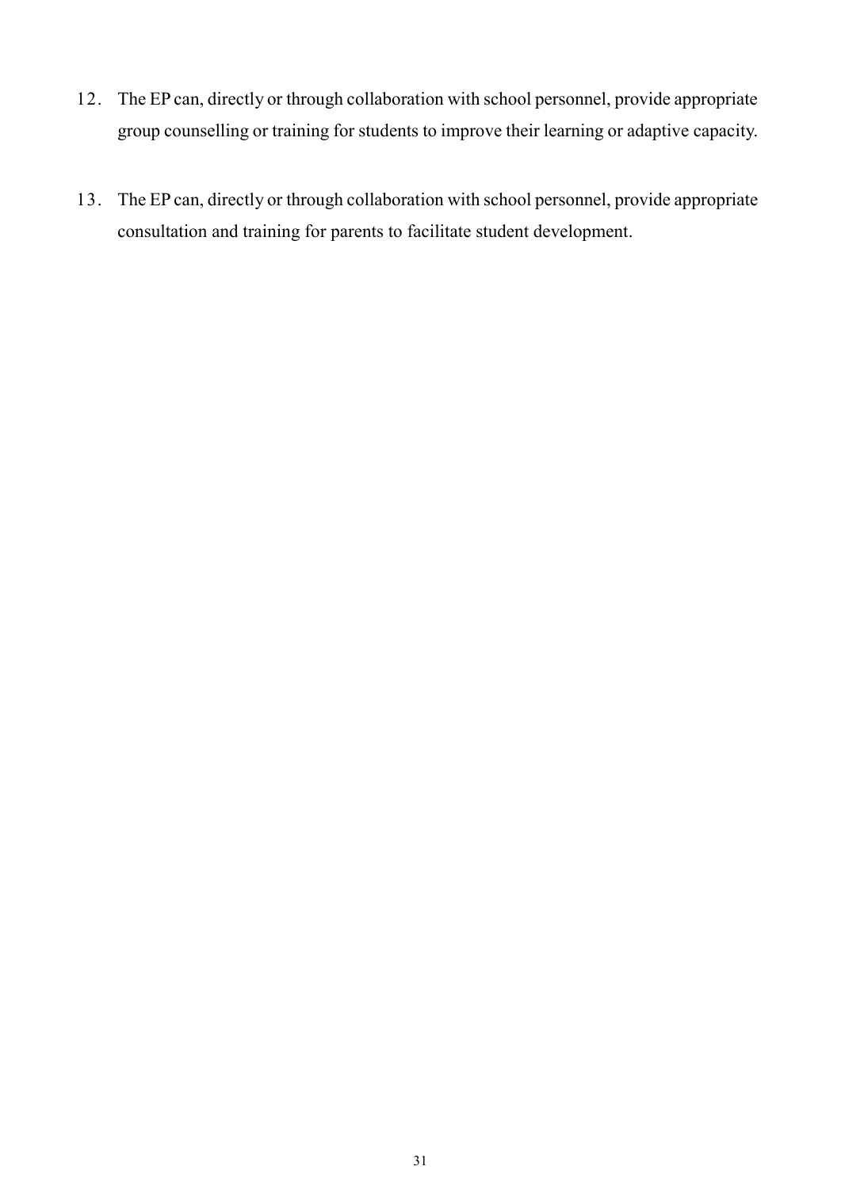12. The EP can, directly or through collaboration with school personnel, provide appropriate group counselling or training for students to improve their learning or adaptive capacity.

13. The EP can, directly or through collaboration with school personnel, provide appropriate consultation and training for parents to facilitate student development.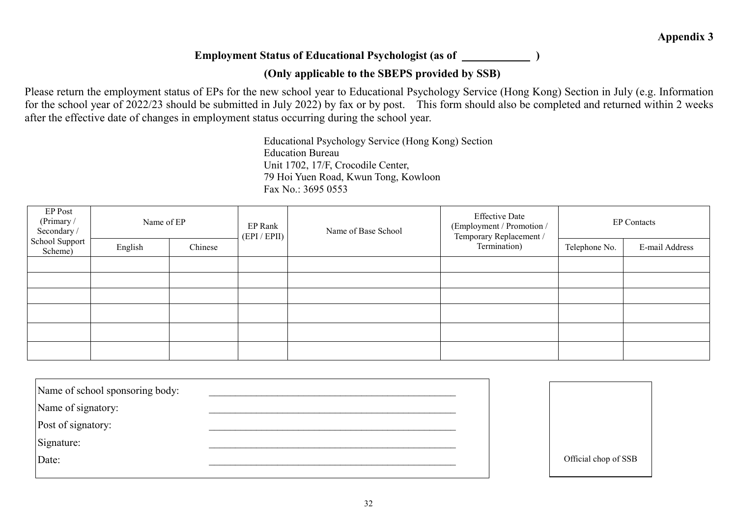**Appendix 3**

**Employment Status of Educational Psychologist (as of ____________ )**

**(Only applicable to the SBEPS provided by SSB)**

Please return the employment status of EPs for the new school year to Educational Psychology Service (Hong Kong) Section in July (e.g. Information for the school year of 2022/23 should be submitted in July 2022) by fax or by post. This form should also be completed and returned within 2 weeks after the effective date of changes in employment status occurring during the school year.

Educational Psychology Service (Hong Kong) Section
Education Bureau
Unit 1702, 17/F, Crocodile Center,
79 Hoi Yuen Road, Kwun Tong, Kowloon
Fax No.: 3695 0553

| EP Post (Primary / Secondary / School Support Scheme) | Name of EP | | EP Rank (EPI / EPII) | Name of Base School | Effective Date (Employment / Promotion / Temporary Replacement / Termination) | EP Contacts | |
|---|---|---|---|---|---|---|---|
| | English | Chinese | | | | Telephone No. | E-mail Address |
| | | | | | | | |
| | | | | | | | |
| | | | | | | | |
| | | | | | | | |
| | | | | | | | |
| | | | | | | | |

Name of school sponsoring body: ____________________________________________

Name of signatory: ____________________________________________

Post of signatory: ____________________________________________

Signature: ____________________________________________

Date: ____________________________________________

Official chop of SSB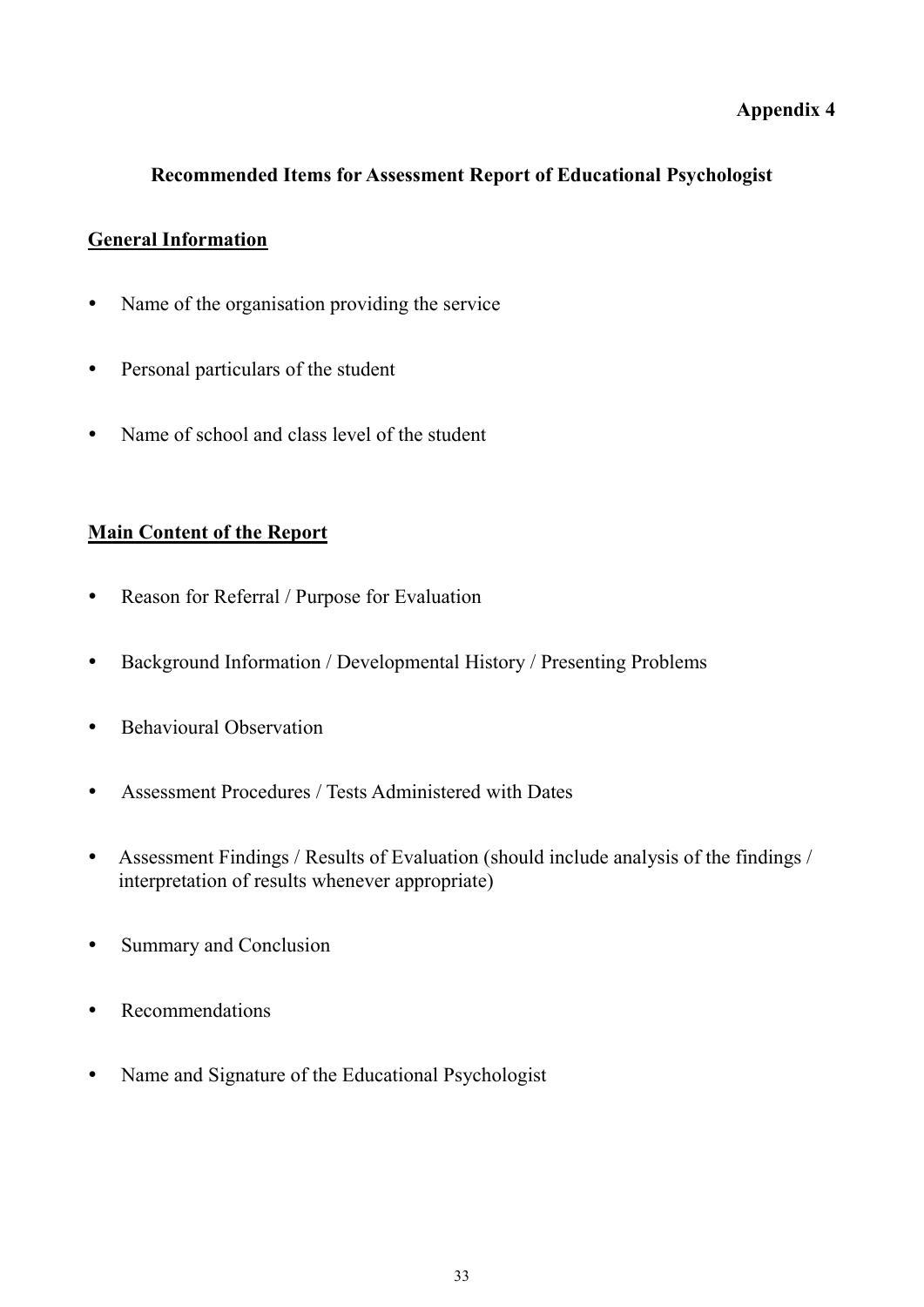**Appendix 4**

## Recommended Items for Assessment Report of Educational Psychologist

### General Information

- Name of the organisation providing the service
- Personal particulars of the student
- Name of school and class level of the student

### Main Content of the Report

- Reason for Referral / Purpose for Evaluation
- Background Information / Developmental History / Presenting Problems
- Behavioural Observation
- Assessment Procedures / Tests Administered with Dates
- Assessment Findings / Results of Evaluation (should include analysis of the findings / interpretation of results whenever appropriate)
- Summary and Conclusion
- Recommendations
- Name and Signature of the Educational Psychologist